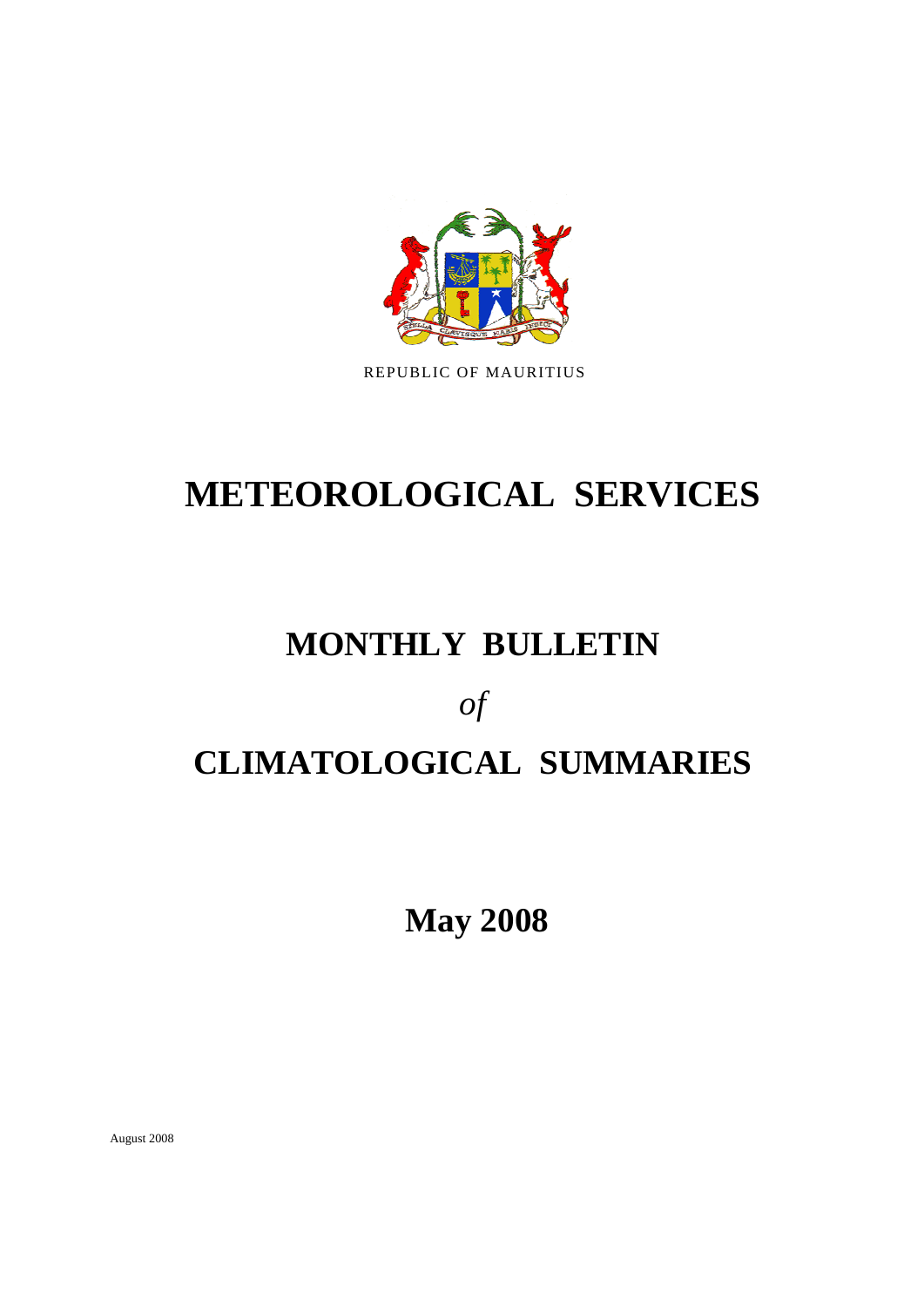REPUBLIC OF MAURITIUS

# METEOROLOGICAL SERVICES

# MONTHLY BULLETIN

*of*

# CLIMATOLOGICAL SUMMARIES

## May 2008

August 2008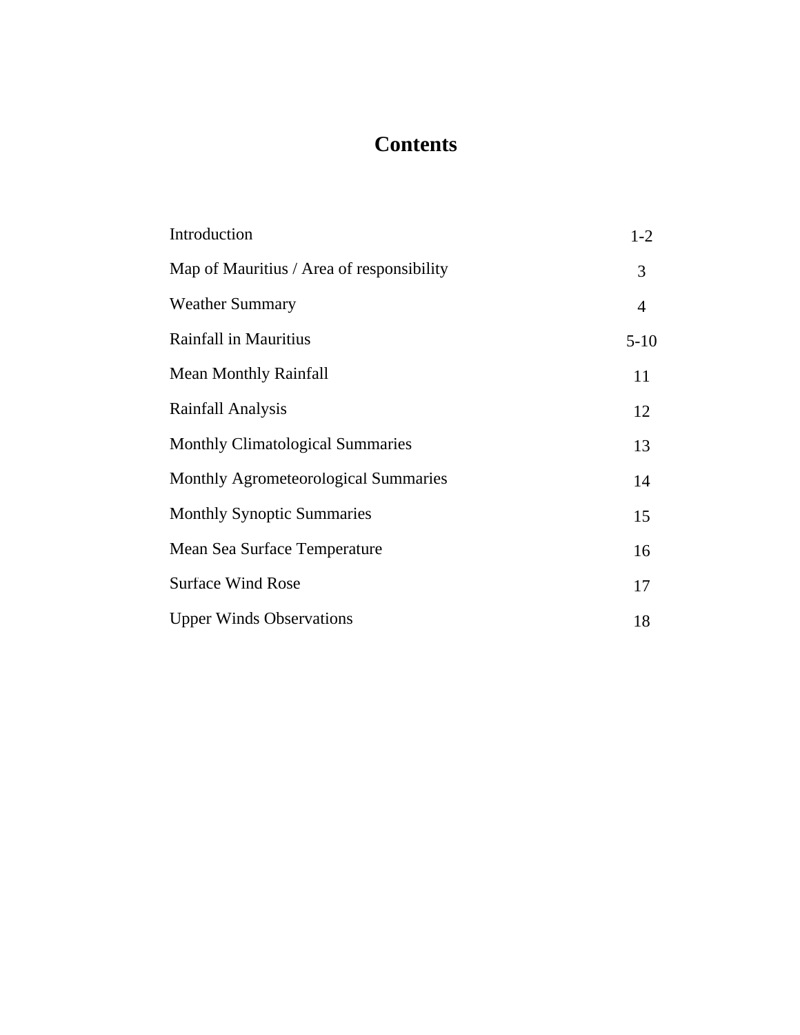# Contents

| | |
|---|---|
| Introduction | 1-2 |
| Map of Mauritius / Area of responsibility | 3 |
| Weather Summary | 4 |
| Rainfall in Mauritius | 5-10 |
| Mean Monthly Rainfall | 11 |
| Rainfall Analysis | 12 |
| Monthly Climatological Summaries | 13 |
| Monthly Agrometeorological Summaries | 14 |
| Monthly Synoptic Summaries | 15 |
| Mean Sea Surface Temperature | 16 |
| Surface Wind Rose | 17 |
| Upper Winds Observations | 18 |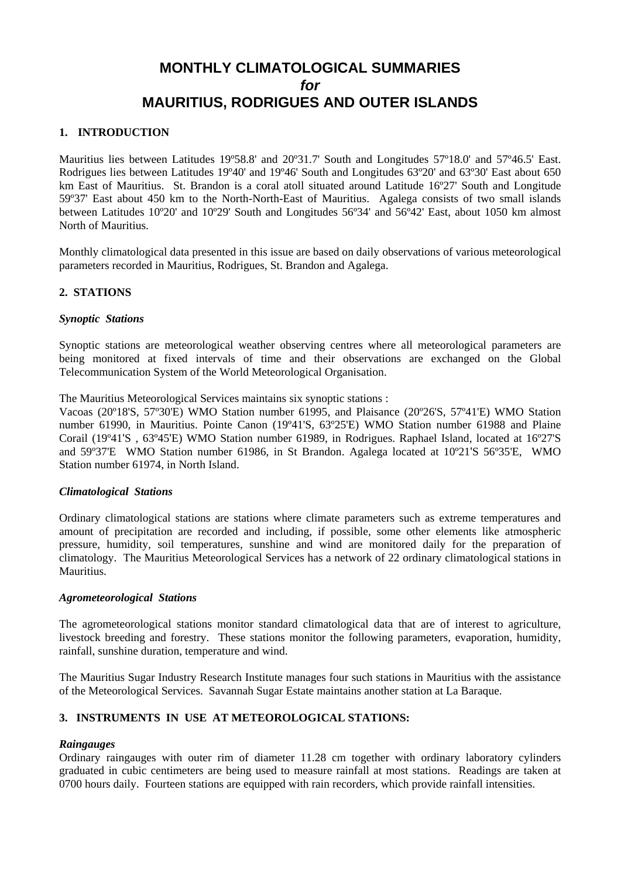# MONTHLY CLIMATOLOGICAL SUMMARIES
*for*
# MAURITIUS, RODRIGUES AND OUTER ISLANDS

## 1. INTRODUCTION

Mauritius lies between Latitudes 19º58.8' and 20º31.7' South and Longitudes 57º18.0' and 57º46.5' East. Rodrigues lies between Latitudes 19º40' and 19º46' South and Longitudes 63º20' and 63º30' East about 650 km East of Mauritius. St. Brandon is a coral atoll situated around Latitude 16º27' South and Longitude 59º37' East about 450 km to the North-North-East of Mauritius. Agalega consists of two small islands between Latitudes 10º20' and 10º29' South and Longitudes 56º34' and 56º42' East, about 1050 km almost North of Mauritius.

Monthly climatological data presented in this issue are based on daily observations of various meteorological parameters recorded in Mauritius, Rodrigues, St. Brandon and Agalega.

## 2. STATIONS

### *Synoptic Stations*

Synoptic stations are meteorological weather observing centres where all meteorological parameters are being monitored at fixed intervals of time and their observations are exchanged on the Global Telecommunication System of the World Meteorological Organisation.

The Mauritius Meteorological Services maintains six synoptic stations :
Vacoas (20º18'S, 57º30'E) WMO Station number 61995, and Plaisance (20º26'S, 57º41'E) WMO Station number 61990, in Mauritius. Pointe Canon (19º41'S, 63º25'E) WMO Station number 61988 and Plaine Corail (19º41'S , 63º45'E) WMO Station number 61989, in Rodrigues. Raphael Island, located at 16º27'S and 59º37'E WMO Station number 61986, in St Brandon. Agalega located at 10º21'S 56º35'E, WMO Station number 61974, in North Island.

### *Climatological Stations*

Ordinary climatological stations are stations where climate parameters such as extreme temperatures and amount of precipitation are recorded and including, if possible, some other elements like atmospheric pressure, humidity, soil temperatures, sunshine and wind are monitored daily for the preparation of climatology. The Mauritius Meteorological Services has a network of 22 ordinary climatological stations in Mauritius.

### *Agrometeorological Stations*

The agrometeorological stations monitor standard climatological data that are of interest to agriculture, livestock breeding and forestry. These stations monitor the following parameters, evaporation, humidity, rainfall, sunshine duration, temperature and wind.

The Mauritius Sugar Industry Research Institute manages four such stations in Mauritius with the assistance of the Meteorological Services. Savannah Sugar Estate maintains another station at La Baraque.

## 3. INSTRUMENTS IN USE AT METEOROLOGICAL STATIONS:

### *Raingauges*

Ordinary raingauges with outer rim of diameter 11.28 cm together with ordinary laboratory cylinders graduated in cubic centimeters are being used to measure rainfall at most stations. Readings are taken at 0700 hours daily. Fourteen stations are equipped with rain recorders, which provide rainfall intensities.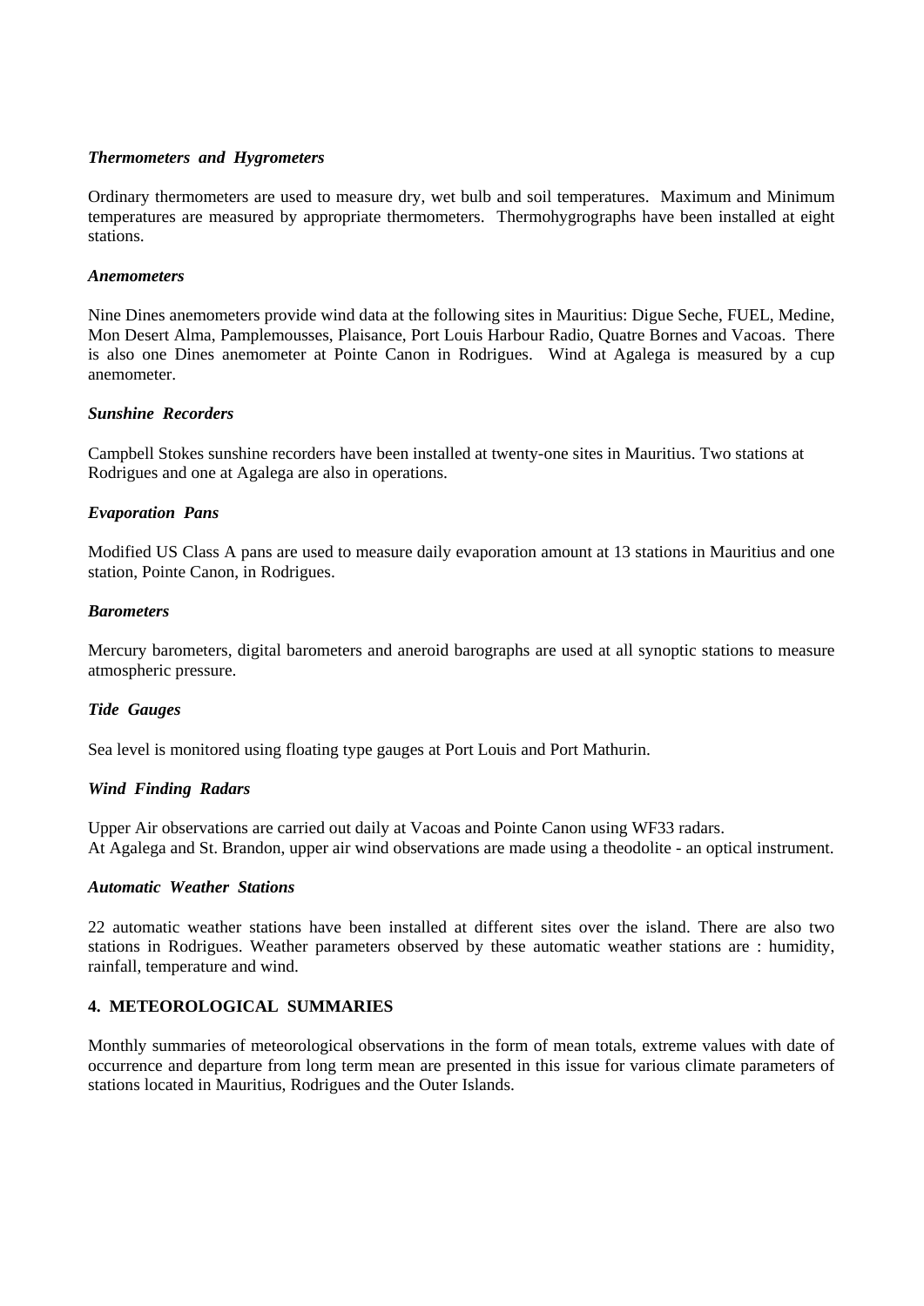***Thermometers and Hygrometers***

Ordinary thermometers are used to measure dry, wet bulb and soil temperatures. Maximum and Minimum temperatures are measured by appropriate thermometers. Thermohygrographs have been installed at eight stations.

***Anemometers***

Nine Dines anemometers provide wind data at the following sites in Mauritius: Digue Seche, FUEL, Medine, Mon Desert Alma, Pamplemousses, Plaisance, Port Louis Harbour Radio, Quatre Bornes and Vacoas. There is also one Dines anemometer at Pointe Canon in Rodrigues. Wind at Agalega is measured by a cup anemometer.

***Sunshine Recorders***

Campbell Stokes sunshine recorders have been installed at twenty-one sites in Mauritius. Two stations at Rodrigues and one at Agalega are also in operations.

***Evaporation Pans***

Modified US Class A pans are used to measure daily evaporation amount at 13 stations in Mauritius and one station, Pointe Canon, in Rodrigues.

***Barometers***

Mercury barometers, digital barometers and aneroid barographs are used at all synoptic stations to measure atmospheric pressure.

***Tide Gauges***

Sea level is monitored using floating type gauges at Port Louis and Port Mathurin.

***Wind Finding Radars***

Upper Air observations are carried out daily at Vacoas and Pointe Canon using WF33 radars.
At Agalega and St. Brandon, upper air wind observations are made using a theodolite - an optical instrument.

***Automatic Weather Stations***

22 automatic weather stations have been installed at different sites over the island. There are also two stations in Rodrigues. Weather parameters observed by these automatic weather stations are : humidity, rainfall, temperature and wind.

## 4. METEOROLOGICAL SUMMARIES

Monthly summaries of meteorological observations in the form of mean totals, extreme values with date of occurrence and departure from long term mean are presented in this issue for various climate parameters of stations located in Mauritius, Rodrigues and the Outer Islands.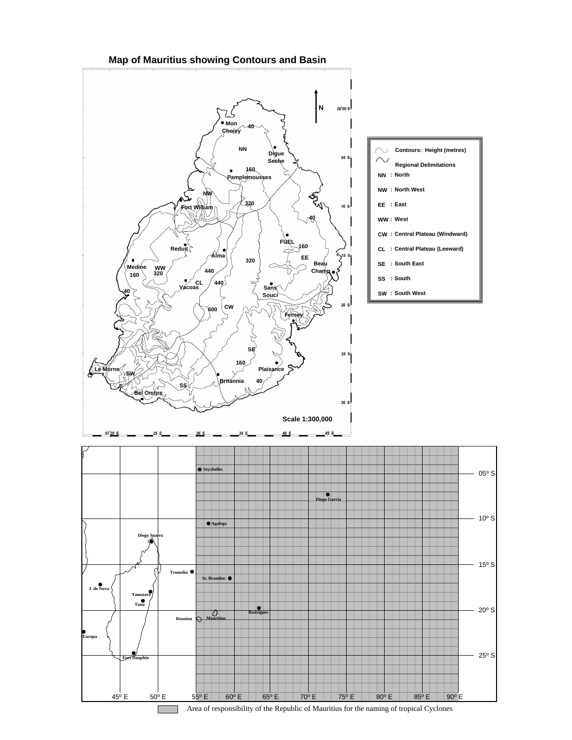## Map of Mauritius showing Contours and Basin

Contours: Height (metres)

Regional Delimitations

NN : North

NW : North West

EE : East

WW : West

CW : Central Plateau (Windward)

CL : Central Plateau (Leeward)

SE : South East

SS : South

SW : South West

Scale 1:300,000

Area of responsibility of the Republic of Mauritius for the naming of tropical Cyclones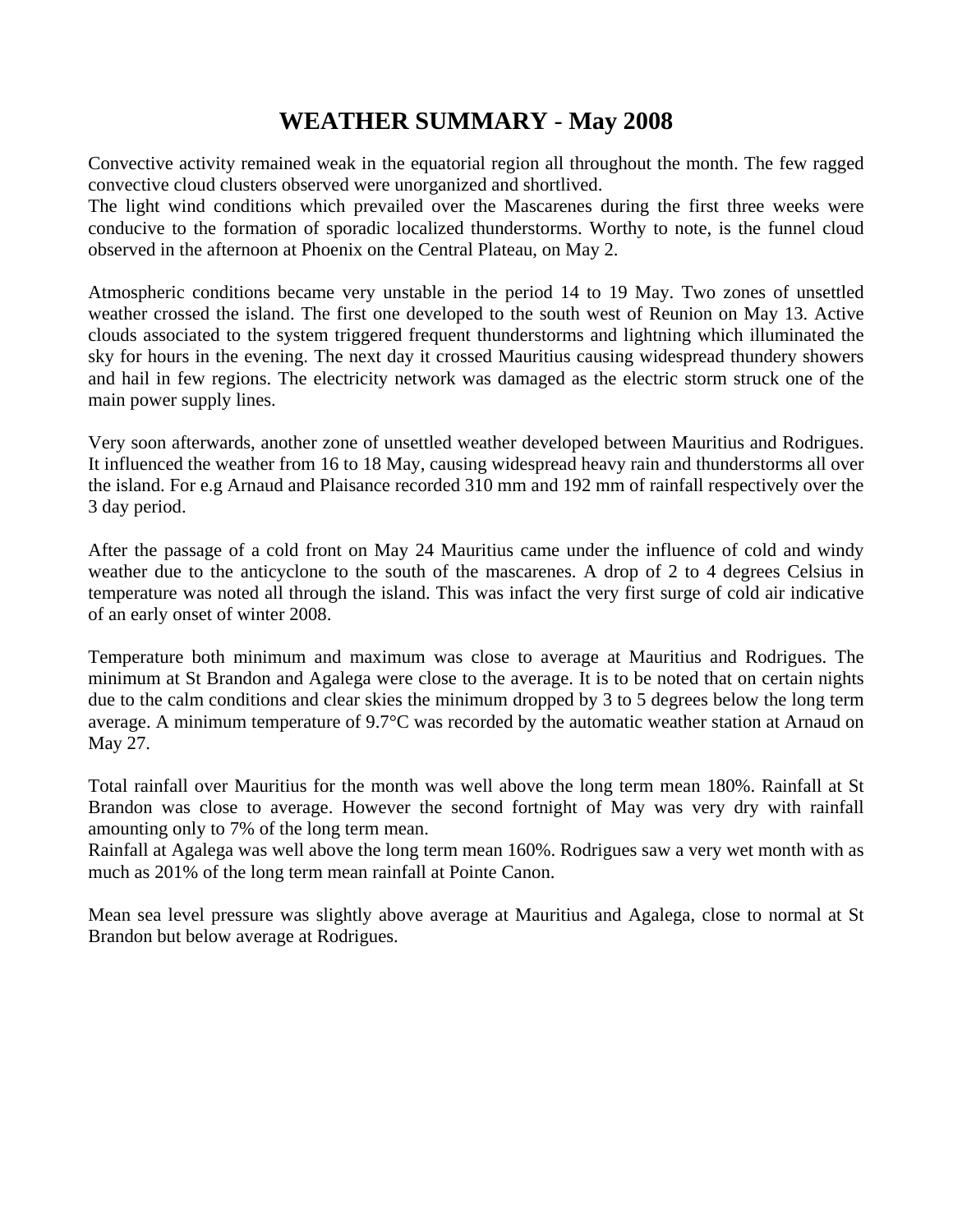# WEATHER SUMMARY - May 2008

Convective activity remained weak in the equatorial region all throughout the month. The few ragged convective cloud clusters observed were unorganized and shortlived.
The light wind conditions which prevailed over the Mascarenes during the first three weeks were conducive to the formation of sporadic localized thunderstorms. Worthy to note, is the funnel cloud observed in the afternoon at Phoenix on the Central Plateau, on May 2.

Atmospheric conditions became very unstable in the period 14 to 19 May. Two zones of unsettled weather crossed the island. The first one developed to the south west of Reunion on May 13. Active clouds associated to the system triggered frequent thunderstorms and lightning which illuminated the sky for hours in the evening. The next day it crossed Mauritius causing widespread thundery showers and hail in few regions. The electricity network was damaged as the electric storm struck one of the main power supply lines.

Very soon afterwards, another zone of unsettled weather developed between Mauritius and Rodrigues. It influenced the weather from 16 to 18 May, causing widespread heavy rain and thunderstorms all over the island. For e.g Arnaud and Plaisance recorded 310 mm and 192 mm of rainfall respectively over the 3 day period.

After the passage of a cold front on May 24 Mauritius came under the influence of cold and windy weather due to the anticyclone to the south of the mascarenes. A drop of 2 to 4 degrees Celsius in temperature was noted all through the island. This was infact the very first surge of cold air indicative of an early onset of winter 2008.

Temperature both minimum and maximum was close to average at Mauritius and Rodrigues. The minimum at St Brandon and Agalega were close to the average. It is to be noted that on certain nights due to the calm conditions and clear skies the minimum dropped by 3 to 5 degrees below the long term average. A minimum temperature of 9.7°C was recorded by the automatic weather station at Arnaud on May 27.

Total rainfall over Mauritius for the month was well above the long term mean 180%. Rainfall at St Brandon was close to average. However the second fortnight of May was very dry with rainfall amounting only to 7% of the long term mean.
Rainfall at Agalega was well above the long term mean 160%. Rodrigues saw a very wet month with as much as 201% of the long term mean rainfall at Pointe Canon.

Mean sea level pressure was slightly above average at Mauritius and Agalega, close to normal at St Brandon but below average at Rodrigues.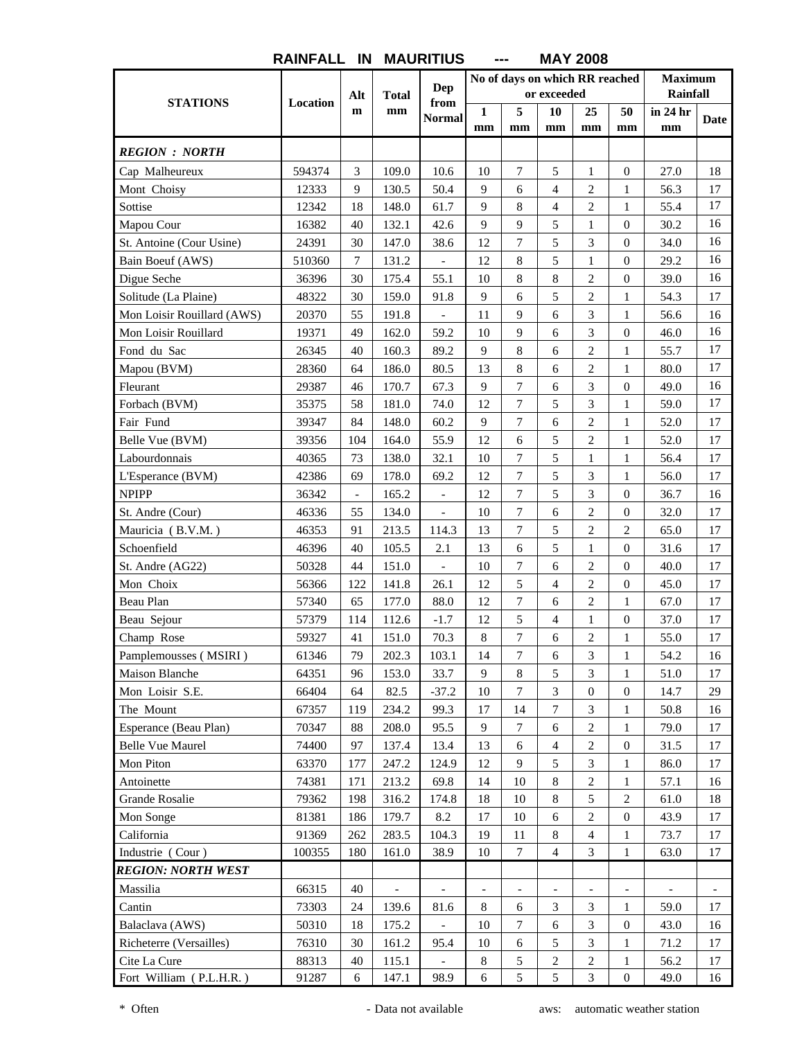# RAINFALL IN MAURITIUS --- MAY 2008

| STATIONS | Location | Alt m | Total mm | Dep from Normal | No of days on which RR reached or exceeded | | | | | Maximum Rainfall | |
|---|---|---|---|---|---|---|---|---|---|---|---|
| | | | | | 1 mm | 5 mm | 10 mm | 25 mm | 50 mm | in 24 hr mm | Date |
| ***REGION : NORTH*** | | | | | | | | | | | |
| Cap Malheureux | 594374 | 3 | 109.0 | 10.6 | 10 | 7 | 5 | 1 | 0 | 27.0 | 18 |
| Mont Choisy | 12333 | 9 | 130.5 | 50.4 | 9 | 6 | 4 | 2 | 1 | 56.3 | 17 |
| Sottise | 12342 | 18 | 148.0 | 61.7 | 9 | 8 | 4 | 2 | 1 | 55.4 | 17 |
| Mapou Cour | 16382 | 40 | 132.1 | 42.6 | 9 | 9 | 5 | 1 | 0 | 30.2 | 16 |
| St. Antoine (Cour Usine) | 24391 | 30 | 147.0 | 38.6 | 12 | 7 | 5 | 3 | 0 | 34.0 | 16 |
| Bain Boeuf (AWS) | 510360 | 7 | 131.2 | - | 12 | 8 | 5 | 1 | 0 | 29.2 | 16 |
| Digue Seche | 36396 | 30 | 175.4 | 55.1 | 10 | 8 | 8 | 2 | 0 | 39.0 | 16 |
| Solitude (La Plaine) | 48322 | 30 | 159.0 | 91.8 | 9 | 6 | 5 | 2 | 1 | 54.3 | 17 |
| Mon Loisir Rouillard (AWS) | 20370 | 55 | 191.8 | - | 11 | 9 | 6 | 3 | 1 | 56.6 | 16 |
| Mon Loisir Rouillard | 19371 | 49 | 162.0 | 59.2 | 10 | 9 | 6 | 3 | 0 | 46.0 | 16 |
| Fond du Sac | 26345 | 40 | 160.3 | 89.2 | 9 | 8 | 6 | 2 | 1 | 55.7 | 17 |
| Mapou (BVM) | 28360 | 64 | 186.0 | 80.5 | 13 | 8 | 6 | 2 | 1 | 80.0 | 17 |
| Fleurant | 29387 | 46 | 170.7 | 67.3 | 9 | 7 | 6 | 3 | 0 | 49.0 | 16 |
| Forbach (BVM) | 35375 | 58 | 181.0 | 74.0 | 12 | 7 | 5 | 3 | 1 | 59.0 | 17 |
| Fair Fund | 39347 | 84 | 148.0 | 60.2 | 9 | 7 | 6 | 2 | 1 | 52.0 | 17 |
| Belle Vue (BVM) | 39356 | 104 | 164.0 | 55.9 | 12 | 6 | 5 | 2 | 1 | 52.0 | 17 |
| Labourdonnais | 40365 | 73 | 138.0 | 32.1 | 10 | 7 | 5 | 1 | 1 | 56.4 | 17 |
| L'Esperance (BVM) | 42386 | 69 | 178.0 | 69.2 | 12 | 7 | 5 | 3 | 1 | 56.0 | 17 |
| NPIPP | 36342 | - | 165.2 | - | 12 | 7 | 5 | 3 | 0 | 36.7 | 16 |
| St. Andre (Cour) | 46336 | 55 | 134.0 | - | 10 | 7 | 6 | 2 | 0 | 32.0 | 17 |
| Mauricia ( B.V.M. ) | 46353 | 91 | 213.5 | 114.3 | 13 | 7 | 5 | 2 | 2 | 65.0 | 17 |
| Schoenfield | 46396 | 40 | 105.5 | 2.1 | 13 | 6 | 5 | 1 | 0 | 31.6 | 17 |
| St. Andre (AG22) | 50328 | 44 | 151.0 | - | 10 | 7 | 6 | 2 | 0 | 40.0 | 17 |
| Mon Choix | 56366 | 122 | 141.8 | 26.1 | 12 | 5 | 4 | 2 | 0 | 45.0 | 17 |
| Beau Plan | 57340 | 65 | 177.0 | 88.0 | 12 | 7 | 6 | 2 | 1 | 67.0 | 17 |
| Beau Sejour | 57379 | 114 | 112.6 | -1.7 | 12 | 5 | 4 | 1 | 0 | 37.0 | 17 |
| Champ Rose | 59327 | 41 | 151.0 | 70.3 | 8 | 7 | 6 | 2 | 1 | 55.0 | 17 |
| Pamplemousses ( MSIRI ) | 61346 | 79 | 202.3 | 103.1 | 14 | 7 | 6 | 3 | 1 | 54.2 | 16 |
| Maison Blanche | 64351 | 96 | 153.0 | 33.7 | 9 | 8 | 5 | 3 | 1 | 51.0 | 17 |
| Mon Loisir S.E. | 66404 | 64 | 82.5 | -37.2 | 10 | 7 | 3 | 0 | 0 | 14.7 | 29 |
| The Mount | 67357 | 119 | 234.2 | 99.3 | 17 | 14 | 7 | 3 | 1 | 50.8 | 16 |
| Esperance (Beau Plan) | 70347 | 88 | 208.0 | 95.5 | 9 | 7 | 6 | 2 | 1 | 79.0 | 17 |
| Belle Vue Maurel | 74400 | 97 | 137.4 | 13.4 | 13 | 6 | 4 | 2 | 0 | 31.5 | 17 |
| Mon Piton | 63370 | 177 | 247.2 | 124.9 | 12 | 9 | 5 | 3 | 1 | 86.0 | 17 |
| Antoinette | 74381 | 171 | 213.2 | 69.8 | 14 | 10 | 8 | 2 | 1 | 57.1 | 16 |
| Grande Rosalie | 79362 | 198 | 316.2 | 174.8 | 18 | 10 | 8 | 5 | 2 | 61.0 | 18 |
| Mon Songe | 81381 | 186 | 179.7 | 8.2 | 17 | 10 | 6 | 2 | 0 | 43.9 | 17 |
| California | 91369 | 262 | 283.5 | 104.3 | 19 | 11 | 8 | 4 | 1 | 73.7 | 17 |
| Industrie ( Cour ) | 100355 | 180 | 161.0 | 38.9 | 10 | 7 | 4 | 3 | 1 | 63.0 | 17 |
| ***REGION: NORTH WEST*** | | | | | | | | | | | |
| Massilia | 66315 | 40 | - | - | - | - | - | - | - | - | - |
| Cantin | 73303 | 24 | 139.6 | 81.6 | 8 | 6 | 3 | 3 | 1 | 59.0 | 17 |
| Balaclava (AWS) | 50310 | 18 | 175.2 | - | 10 | 7 | 6 | 3 | 0 | 43.0 | 16 |
| Richeterre (Versailles) | 76310 | 30 | 161.2 | 95.4 | 10 | 6 | 5 | 3 | 1 | 71.2 | 17 |
| Cite La Cure | 88313 | 40 | 115.1 | - | 8 | 5 | 2 | 2 | 1 | 56.2 | 17 |
| Fort William ( P.L.H.R. ) | 91287 | 6 | 147.1 | 98.9 | 6 | 5 | 5 | 3 | 0 | 49.0 | 16 |

\* Often - Data not available aws: automatic weather station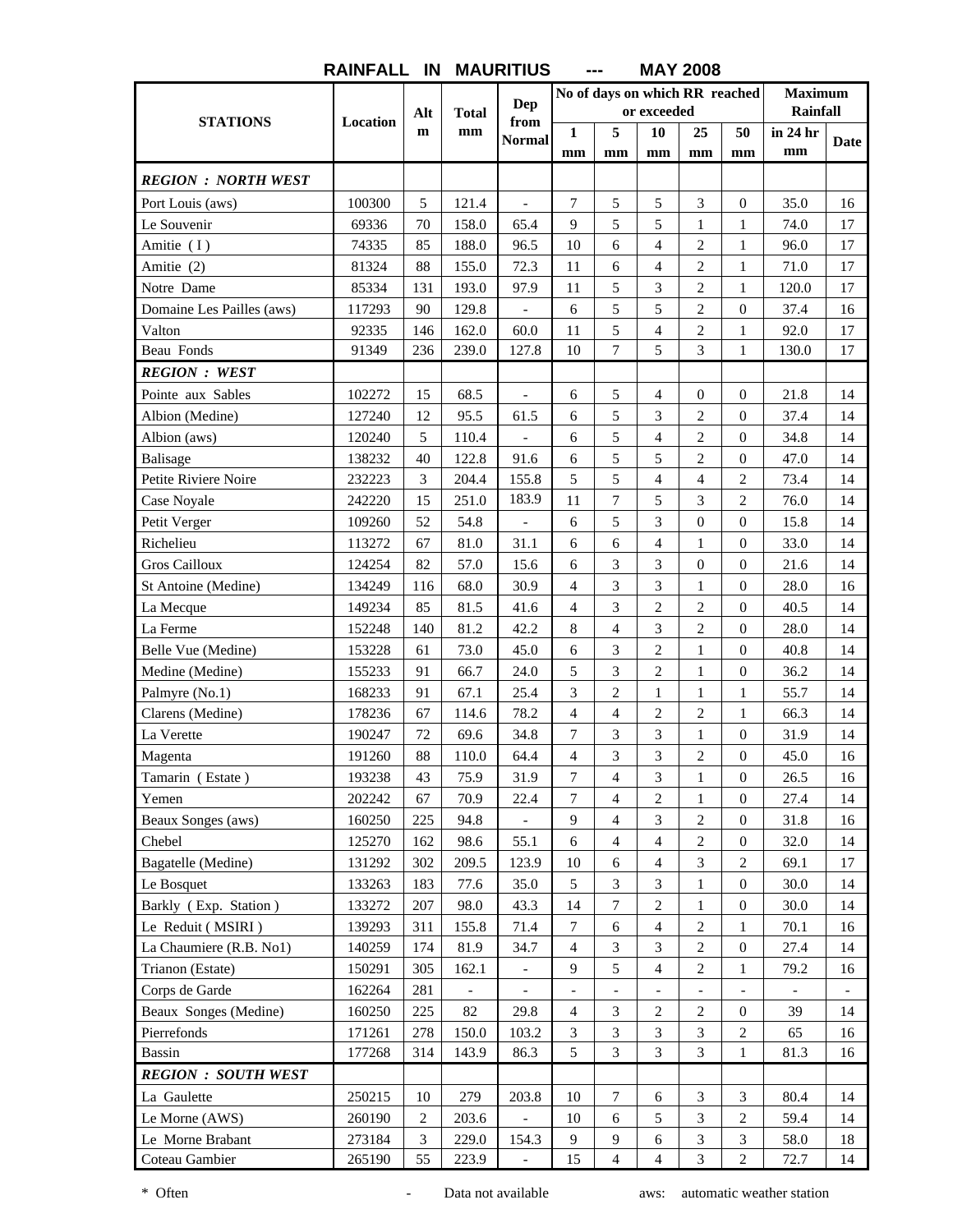# RAINFALL IN MAURITIUS --- MAY 2008

| STATIONS | Location | Alt m | Total mm | Dep from Normal | No of days on which RR reached or exceeded | | | | | Maximum Rainfall | |
|---|---|---|---|---|---|---|---|---|---|---|---|
| | | | | | 1 mm | 5 mm | 10 mm | 25 mm | 50 mm | in 24 hr mm | Date |
| ***REGION : NORTH WEST*** | | | | | | | | | | | |
| Port Louis (aws) | 100300 | 5 | 121.4 | - | 7 | 5 | 5 | 3 | 0 | 35.0 | 16 |
| Le Souvenir | 69336 | 70 | 158.0 | 65.4 | 9 | 5 | 5 | 1 | 1 | 74.0 | 17 |
| Amitie ( I ) | 74335 | 85 | 188.0 | 96.5 | 10 | 6 | 4 | 2 | 1 | 96.0 | 17 |
| Amitie (2) | 81324 | 88 | 155.0 | 72.3 | 11 | 6 | 4 | 2 | 1 | 71.0 | 17 |
| Notre Dame | 85334 | 131 | 193.0 | 97.9 | 11 | 5 | 3 | 2 | 1 | 120.0 | 17 |
| Domaine Les Pailles (aws) | 117293 | 90 | 129.8 | - | 6 | 5 | 5 | 2 | 0 | 37.4 | 16 |
| Valton | 92335 | 146 | 162.0 | 60.0 | 11 | 5 | 4 | 2 | 1 | 92.0 | 17 |
| Beau Fonds | 91349 | 236 | 239.0 | 127.8 | 10 | 7 | 5 | 3 | 1 | 130.0 | 17 |
| ***REGION : WEST*** | | | | | | | | | | | |
| Pointe aux Sables | 102272 | 15 | 68.5 | - | 6 | 5 | 4 | 0 | 0 | 21.8 | 14 |
| Albion (Medine) | 127240 | 12 | 95.5 | 61.5 | 6 | 5 | 3 | 2 | 0 | 37.4 | 14 |
| Albion (aws) | 120240 | 5 | 110.4 | - | 6 | 5 | 4 | 2 | 0 | 34.8 | 14 |
| Balisage | 138232 | 40 | 122.8 | 91.6 | 6 | 5 | 5 | 2 | 0 | 47.0 | 14 |
| Petite Riviere Noire | 232223 | 3 | 204.4 | 155.8 | 5 | 5 | 4 | 4 | 2 | 73.4 | 14 |
| Case Noyale | 242220 | 15 | 251.0 | 183.9 | 11 | 7 | 5 | 3 | 2 | 76.0 | 14 |
| Petit Verger | 109260 | 52 | 54.8 | - | 6 | 5 | 3 | 0 | 0 | 15.8 | 14 |
| Richelieu | 113272 | 67 | 81.0 | 31.1 | 6 | 6 | 4 | 1 | 0 | 33.0 | 14 |
| Gros Cailloux | 124254 | 82 | 57.0 | 15.6 | 6 | 3 | 3 | 0 | 0 | 21.6 | 14 |
| St Antoine (Medine) | 134249 | 116 | 68.0 | 30.9 | 4 | 3 | 3 | 1 | 0 | 28.0 | 16 |
| La Mecque | 149234 | 85 | 81.5 | 41.6 | 4 | 3 | 2 | 2 | 0 | 40.5 | 14 |
| La Ferme | 152248 | 140 | 81.2 | 42.2 | 8 | 4 | 3 | 2 | 0 | 28.0 | 14 |
| Belle Vue (Medine) | 153228 | 61 | 73.0 | 45.0 | 6 | 3 | 2 | 1 | 0 | 40.8 | 14 |
| Medine (Medine) | 155233 | 91 | 66.7 | 24.0 | 5 | 3 | 2 | 1 | 0 | 36.2 | 14 |
| Palmyre (No.1) | 168233 | 91 | 67.1 | 25.4 | 3 | 2 | 1 | 1 | 1 | 55.7 | 14 |
| Clarens (Medine) | 178236 | 67 | 114.6 | 78.2 | 4 | 4 | 2 | 2 | 1 | 66.3 | 14 |
| La Verette | 190247 | 72 | 69.6 | 34.8 | 7 | 3 | 3 | 1 | 0 | 31.9 | 14 |
| Magenta | 191260 | 88 | 110.0 | 64.4 | 4 | 3 | 3 | 2 | 0 | 45.0 | 16 |
| Tamarin ( Estate ) | 193238 | 43 | 75.9 | 31.9 | 7 | 4 | 3 | 1 | 0 | 26.5 | 16 |
| Yemen | 202242 | 67 | 70.9 | 22.4 | 7 | 4 | 2 | 1 | 0 | 27.4 | 14 |
| Beaux Songes (aws) | 160250 | 225 | 94.8 | - | 9 | 4 | 3 | 2 | 0 | 31.8 | 16 |
| Chebel | 125270 | 162 | 98.6 | 55.1 | 6 | 4 | 4 | 2 | 0 | 32.0 | 14 |
| Bagatelle (Medine) | 131292 | 302 | 209.5 | 123.9 | 10 | 6 | 4 | 3 | 2 | 69.1 | 17 |
| Le Bosquet | 133263 | 183 | 77.6 | 35.0 | 5 | 3 | 3 | 1 | 0 | 30.0 | 14 |
| Barkly ( Exp. Station ) | 133272 | 207 | 98.0 | 43.3 | 14 | 7 | 2 | 1 | 0 | 30.0 | 14 |
| Le Reduit ( MSIRI ) | 139293 | 311 | 155.8 | 71.4 | 7 | 6 | 4 | 2 | 1 | 70.1 | 16 |
| La Chaumiere (R.B. No1) | 140259 | 174 | 81.9 | 34.7 | 4 | 3 | 3 | 2 | 0 | 27.4 | 14 |
| Trianon (Estate) | 150291 | 305 | 162.1 | - | 9 | 5 | 4 | 2 | 1 | 79.2 | 16 |
| Corps de Garde | 162264 | 281 | - | - | - | - | - | - | - | - | - |
| Beaux Songes (Medine) | 160250 | 225 | 82 | 29.8 | 4 | 3 | 2 | 2 | 0 | 39 | 14 |
| Pierrefonds | 171261 | 278 | 150.0 | 103.2 | 3 | 3 | 3 | 3 | 2 | 65 | 16 |
| Bassin | 177268 | 314 | 143.9 | 86.3 | 5 | 3 | 3 | 3 | 1 | 81.3 | 16 |
| ***REGION : SOUTH WEST*** | | | | | | | | | | | |
| La Gaulette | 250215 | 10 | 279 | 203.8 | 10 | 7 | 6 | 3 | 3 | 80.4 | 14 |
| Le Morne (AWS) | 260190 | 2 | 203.6 | - | 10 | 6 | 5 | 3 | 2 | 59.4 | 14 |
| Le Morne Brabant | 273184 | 3 | 229.0 | 154.3 | 9 | 9 | 6 | 3 | 3 | 58.0 | 18 |
| Coteau Gambier | 265190 | 55 | 223.9 | - | 15 | 4 | 4 | 3 | 2 | 72.7 | 14 |

\* Often - Data not available aws: automatic weather station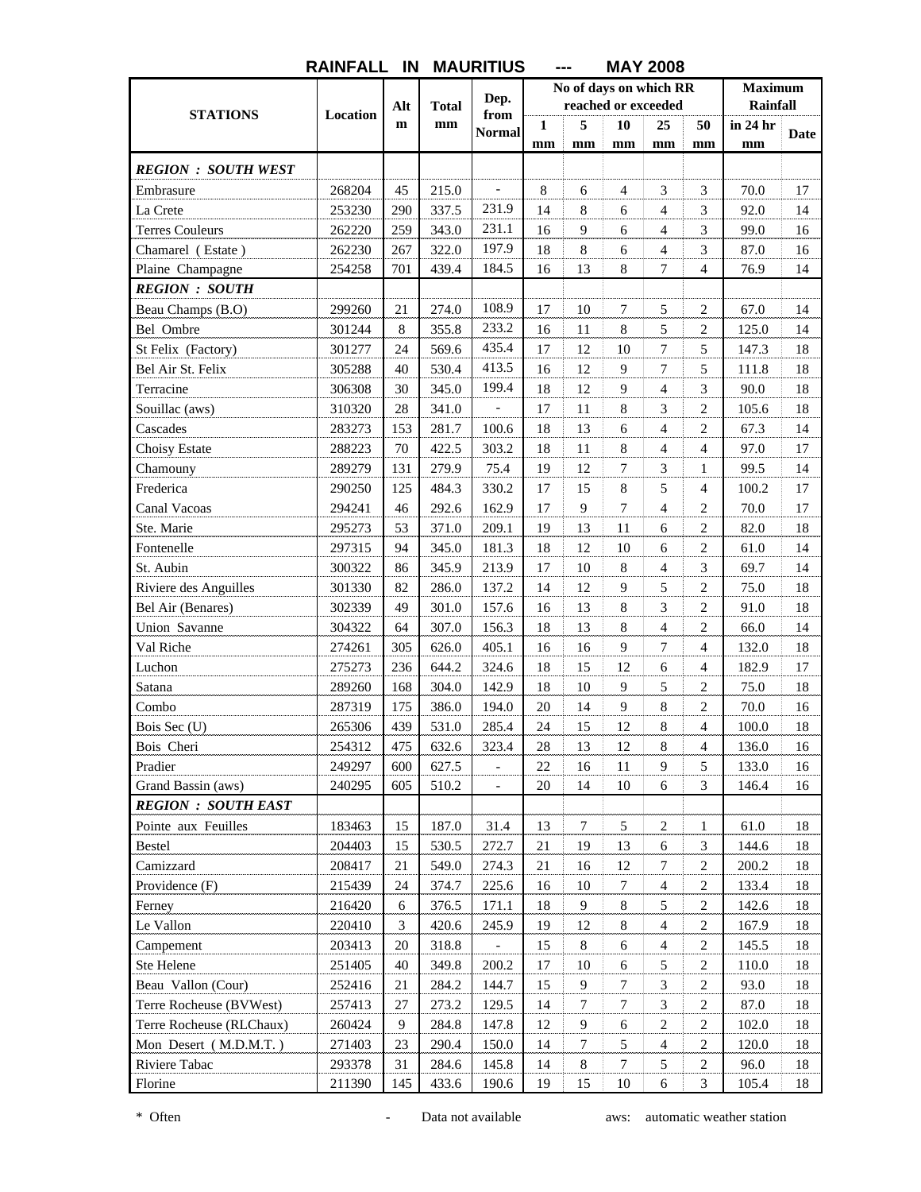# RAINFALL IN MAURITIUS --- MAY 2008

| STATIONS | Location | Alt m | Total mm | Dep. from Normal | No of days on which RR reached or exceeded | | | | | Maximum Rainfall | |
|---|---|---|---|---|---|---|---|---|---|---|---|
| | | | | | 1 mm | 5 mm | 10 mm | 25 mm | 50 mm | in 24 hr mm | Date |
| ***REGION : SOUTH WEST*** | | | | | | | | | | | |
| Embrasure | 268204 | 45 | 215.0 | - | 8 | 6 | 4 | 3 | 3 | 70.0 | 17 |
| La Crete | 253230 | 290 | 337.5 | 231.9 | 14 | 8 | 6 | 4 | 3 | 92.0 | 14 |
| Terres Couleurs | 262220 | 259 | 343.0 | 231.1 | 16 | 9 | 6 | 4 | 3 | 99.0 | 16 |
| Chamarel ( Estate ) | 262230 | 267 | 322.0 | 197.9 | 18 | 8 | 6 | 4 | 3 | 87.0 | 16 |
| Plaine Champagne | 254258 | 701 | 439.4 | 184.5 | 16 | 13 | 8 | 7 | 4 | 76.9 | 14 |
| ***REGION : SOUTH*** | | | | | | | | | | | |
| Beau Champs (B.O) | 299260 | 21 | 274.0 | 108.9 | 17 | 10 | 7 | 5 | 2 | 67.0 | 14 |
| Bel Ombre | 301244 | 8 | 355.8 | 233.2 | 16 | 11 | 8 | 5 | 2 | 125.0 | 14 |
| St Felix (Factory) | 301277 | 24 | 569.6 | 435.4 | 17 | 12 | 10 | 7 | 5 | 147.3 | 18 |
| Bel Air St. Felix | 305288 | 40 | 530.4 | 413.5 | 16 | 12 | 9 | 7 | 5 | 111.8 | 18 |
| Terracine | 306308 | 30 | 345.0 | 199.4 | 18 | 12 | 9 | 4 | 3 | 90.0 | 18 |
| Souillac (aws) | 310320 | 28 | 341.0 | - | 17 | 11 | 8 | 3 | 2 | 105.6 | 18 |
| Cascades | 283273 | 153 | 281.7 | 100.6 | 18 | 13 | 6 | 4 | 2 | 67.3 | 14 |
| Choisy Estate | 288223 | 70 | 422.5 | 303.2 | 18 | 11 | 8 | 4 | 4 | 97.0 | 17 |
| Chamouny | 289279 | 131 | 279.9 | 75.4 | 19 | 12 | 7 | 3 | 1 | 99.5 | 14 |
| Frederica | 290250 | 125 | 484.3 | 330.2 | 17 | 15 | 8 | 5 | 4 | 100.2 | 17 |
| Canal Vacoas | 294241 | 46 | 292.6 | 162.9 | 17 | 9 | 7 | 4 | 2 | 70.0 | 17 |
| Ste. Marie | 295273 | 53 | 371.0 | 209.1 | 19 | 13 | 11 | 6 | 2 | 82.0 | 18 |
| Fontenelle | 297315 | 94 | 345.0 | 181.3 | 18 | 12 | 10 | 6 | 2 | 61.0 | 14 |
| St. Aubin | 300322 | 86 | 345.9 | 213.9 | 17 | 10 | 8 | 4 | 3 | 69.7 | 14 |
| Riviere des Anguilles | 301330 | 82 | 286.0 | 137.2 | 14 | 12 | 9 | 5 | 2 | 75.0 | 18 |
| Bel Air (Benares) | 302339 | 49 | 301.0 | 157.6 | 16 | 13 | 8 | 3 | 2 | 91.0 | 18 |
| Union Savanne | 304322 | 64 | 307.0 | 156.3 | 18 | 13 | 8 | 4 | 2 | 66.0 | 14 |
| Val Riche | 274261 | 305 | 626.0 | 405.1 | 16 | 16 | 9 | 7 | 4 | 132.0 | 18 |
| Luchon | 275273 | 236 | 644.2 | 324.6 | 18 | 15 | 12 | 6 | 4 | 182.9 | 17 |
| Satana | 289260 | 168 | 304.0 | 142.9 | 18 | 10 | 9 | 5 | 2 | 75.0 | 18 |
| Combo | 287319 | 175 | 386.0 | 194.0 | 20 | 14 | 9 | 8 | 2 | 70.0 | 16 |
| Bois Sec (U) | 265306 | 439 | 531.0 | 285.4 | 24 | 15 | 12 | 8 | 4 | 100.0 | 18 |
| Bois Cheri | 254312 | 475 | 632.6 | 323.4 | 28 | 13 | 12 | 8 | 4 | 136.0 | 16 |
| Pradier | 249297 | 600 | 627.5 | - | 22 | 16 | 11 | 9 | 5 | 133.0 | 16 |
| Grand Bassin (aws) | 240295 | 605 | 510.2 | - | 20 | 14 | 10 | 6 | 3 | 146.4 | 16 |
| ***REGION : SOUTH EAST*** | | | | | | | | | | | |
| Pointe aux Feuilles | 183463 | 15 | 187.0 | 31.4 | 13 | 7 | 5 | 2 | 1 | 61.0 | 18 |
| Bestel | 204403 | 15 | 530.5 | 272.7 | 21 | 19 | 13 | 6 | 3 | 144.6 | 18 |
| Camizzard | 208417 | 21 | 549.0 | 274.3 | 21 | 16 | 12 | 7 | 2 | 200.2 | 18 |
| Providence (F) | 215439 | 24 | 374.7 | 225.6 | 16 | 10 | 7 | 4 | 2 | 133.4 | 18 |
| Ferney | 216420 | 6 | 376.5 | 171.1 | 18 | 9 | 8 | 5 | 2 | 142.6 | 18 |
| Le Vallon | 220410 | 3 | 420.6 | 245.9 | 19 | 12 | 8 | 4 | 2 | 167.9 | 18 |
| Campement | 203413 | 20 | 318.8 | - | 15 | 8 | 6 | 4 | 2 | 145.5 | 18 |
| Ste Helene | 251405 | 40 | 349.8 | 200.2 | 17 | 10 | 6 | 5 | 2 | 110.0 | 18 |
| Beau Vallon (Cour) | 252416 | 21 | 284.2 | 144.7 | 15 | 9 | 7 | 3 | 2 | 93.0 | 18 |
| Terre Rocheuse (BVWest) | 257413 | 27 | 273.2 | 129.5 | 14 | 7 | 7 | 3 | 2 | 87.0 | 18 |
| Terre Rocheuse (RLChaux) | 260424 | 9 | 284.8 | 147.8 | 12 | 9 | 6 | 2 | 2 | 102.0 | 18 |
| Mon Desert ( M.D.M.T. ) | 271403 | 23 | 290.4 | 150.0 | 14 | 7 | 5 | 4 | 2 | 120.0 | 18 |
| Riviere Tabac | 293378 | 31 | 284.6 | 145.8 | 14 | 8 | 7 | 5 | 2 | 96.0 | 18 |
| Florine | 211390 | 145 | 433.6 | 190.6 | 19 | 15 | 10 | 6 | 3 | 105.4 | 18 |

\* Often - Data not available aws: automatic weather station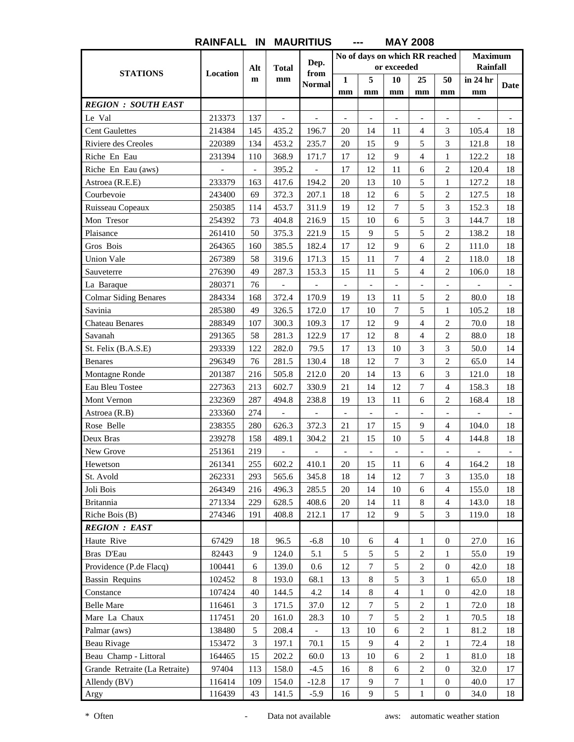# RAINFALL IN MAURITIUS --- MAY 2008

| STATIONS | Location | Alt m | Total mm | Dep. from Normal | No of days on which RR reached or exceeded | | | | | Maximum Rainfall | |
|---|---|---|---|---|---|---|---|---|---|---|---|
| | | | | | 1 mm | 5 mm | 10 mm | 25 mm | 50 mm | in 24 hr mm | Date |
| ***REGION : SOUTH EAST*** | | | | | | | | | | | |
| Le Val | 213373 | 137 | - | - | - | - | - | - | - | - | - |
| Cent Gaulettes | 214384 | 145 | 435.2 | 196.7 | 20 | 14 | 11 | 4 | 3 | 105.4 | 18 |
| Riviere des Creoles | 220389 | 134 | 453.2 | 235.7 | 20 | 15 | 9 | 5 | 3 | 121.8 | 18 |
| Riche En Eau | 231394 | 110 | 368.9 | 171.7 | 17 | 12 | 9 | 4 | 1 | 122.2 | 18 |
| Riche En Eau (aws) | - | - | 395.2 | - | 17 | 12 | 11 | 6 | 2 | 120.4 | 18 |
| Astroea (R.E.E) | 233379 | 163 | 417.6 | 194.2 | 20 | 13 | 10 | 5 | 1 | 127.2 | 18 |
| Courbevoie | 243400 | 69 | 372.3 | 207.1 | 18 | 12 | 6 | 5 | 2 | 127.5 | 18 |
| Ruisseau Copeaux | 250385 | 114 | 453.7 | 311.9 | 19 | 12 | 7 | 5 | 3 | 152.3 | 18 |
| Mon Tresor | 254392 | 73 | 404.8 | 216.9 | 15 | 10 | 6 | 5 | 3 | 144.7 | 18 |
| Plaisance | 261410 | 50 | 375.3 | 221.9 | 15 | 9 | 5 | 5 | 2 | 138.2 | 18 |
| Gros Bois | 264365 | 160 | 385.5 | 182.4 | 17 | 12 | 9 | 6 | 2 | 111.0 | 18 |
| Union Vale | 267389 | 58 | 319.6 | 171.3 | 15 | 11 | 7 | 4 | 2 | 118.0 | 18 |
| Sauveterre | 276390 | 49 | 287.3 | 153.3 | 15 | 11 | 5 | 4 | 2 | 106.0 | 18 |
| La Baraque | 280371 | 76 | - | - | - | - | - | - | - | - | - |
| Colmar Siding Benares | 284334 | 168 | 372.4 | 170.9 | 19 | 13 | 11 | 5 | 2 | 80.0 | 18 |
| Savinia | 285380 | 49 | 326.5 | 172.0 | 17 | 10 | 7 | 5 | 1 | 105.2 | 18 |
| Chateau Benares | 288349 | 107 | 300.3 | 109.3 | 17 | 12 | 9 | 4 | 2 | 70.0 | 18 |
| Savanah | 291365 | 58 | 281.3 | 122.9 | 17 | 12 | 8 | 4 | 2 | 88.0 | 18 |
| St. Felix (B.A.S.E) | 293339 | 122 | 282.0 | 79.5 | 17 | 13 | 10 | 3 | 3 | 50.0 | 14 |
| Benares | 296349 | 76 | 281.5 | 130.4 | 18 | 12 | 7 | 3 | 2 | 65.0 | 14 |
| Montagne Ronde | 201387 | 216 | 505.8 | 212.0 | 20 | 14 | 13 | 6 | 3 | 121.0 | 18 |
| Eau Bleu Tostee | 227363 | 213 | 602.7 | 330.9 | 21 | 14 | 12 | 7 | 4 | 158.3 | 18 |
| Mont Vernon | 232369 | 287 | 494.8 | 238.8 | 19 | 13 | 11 | 6 | 2 | 168.4 | 18 |
| Astroea (R.B) | 233360 | 274 | - | - | - | - | - | - | - | - | - |
| Rose Belle | 238355 | 280 | 626.3 | 372.3 | 21 | 17 | 15 | 9 | 4 | 104.0 | 18 |
| Deux Bras | 239278 | 158 | 489.1 | 304.2 | 21 | 15 | 10 | 5 | 4 | 144.8 | 18 |
| New Grove | 251361 | 219 | - | - | - | - | - | - | - | - | - |
| Hewetson | 261341 | 255 | 602.2 | 410.1 | 20 | 15 | 11 | 6 | 4 | 164.2 | 18 |
| St. Avold | 262331 | 293 | 565.6 | 345.8 | 18 | 14 | 12 | 7 | 3 | 135.0 | 18 |
| Joli Bois | 264349 | 216 | 496.3 | 285.5 | 20 | 14 | 10 | 6 | 4 | 155.0 | 18 |
| Britannia | 271334 | 229 | 628.5 | 408.6 | 20 | 14 | 11 | 8 | 4 | 143.0 | 18 |
| Riche Bois (B) | 274346 | 191 | 408.8 | 212.1 | 17 | 12 | 9 | 5 | 3 | 119.0 | 18 |
| ***REGION : EAST*** | | | | | | | | | | | |
| Haute Rive | 67429 | 18 | 96.5 | -6.8 | 10 | 6 | 4 | 1 | 0 | 27.0 | 16 |
| Bras D'Eau | 82443 | 9 | 124.0 | 5.1 | 5 | 5 | 5 | 2 | 1 | 55.0 | 19 |
| Providence (P.de Flacq) | 100441 | 6 | 139.0 | 0.6 | 12 | 7 | 5 | 2 | 0 | 42.0 | 18 |
| Bassin Requins | 102452 | 8 | 193.0 | 68.1 | 13 | 8 | 5 | 3 | 1 | 65.0 | 18 |
| Constance | 107424 | 40 | 144.5 | 4.2 | 14 | 8 | 4 | 1 | 0 | 42.0 | 18 |
| Belle Mare | 116461 | 3 | 171.5 | 37.0 | 12 | 7 | 5 | 2 | 1 | 72.0 | 18 |
| Mare La Chaux | 117451 | 20 | 161.0 | 28.3 | 10 | 7 | 5 | 2 | 1 | 70.5 | 18 |
| Palmar (aws) | 138480 | 5 | 208.4 | - | 13 | 10 | 6 | 2 | 1 | 81.2 | 18 |
| Beau Rivage | 153472 | 3 | 197.1 | 70.1 | 15 | 9 | 4 | 2 | 1 | 72.4 | 18 |
| Beau Champ - Littoral | 164465 | 15 | 202.2 | 60.0 | 13 | 10 | 6 | 2 | 1 | 81.0 | 18 |
| Grande Retraite (La Retraite) | 97404 | 113 | 158.0 | -4.5 | 16 | 8 | 6 | 2 | 0 | 32.0 | 17 |
| Allendy (BV) | 116414 | 109 | 154.0 | -12.8 | 17 | 9 | 7 | 1 | 0 | 40.0 | 17 |
| Argy | 116439 | 43 | 141.5 | -5.9 | 16 | 9 | 5 | 1 | 0 | 34.0 | 18 |

\* Often &nbsp;&nbsp;&nbsp; - Data not available &nbsp;&nbsp;&nbsp; aws: automatic weather station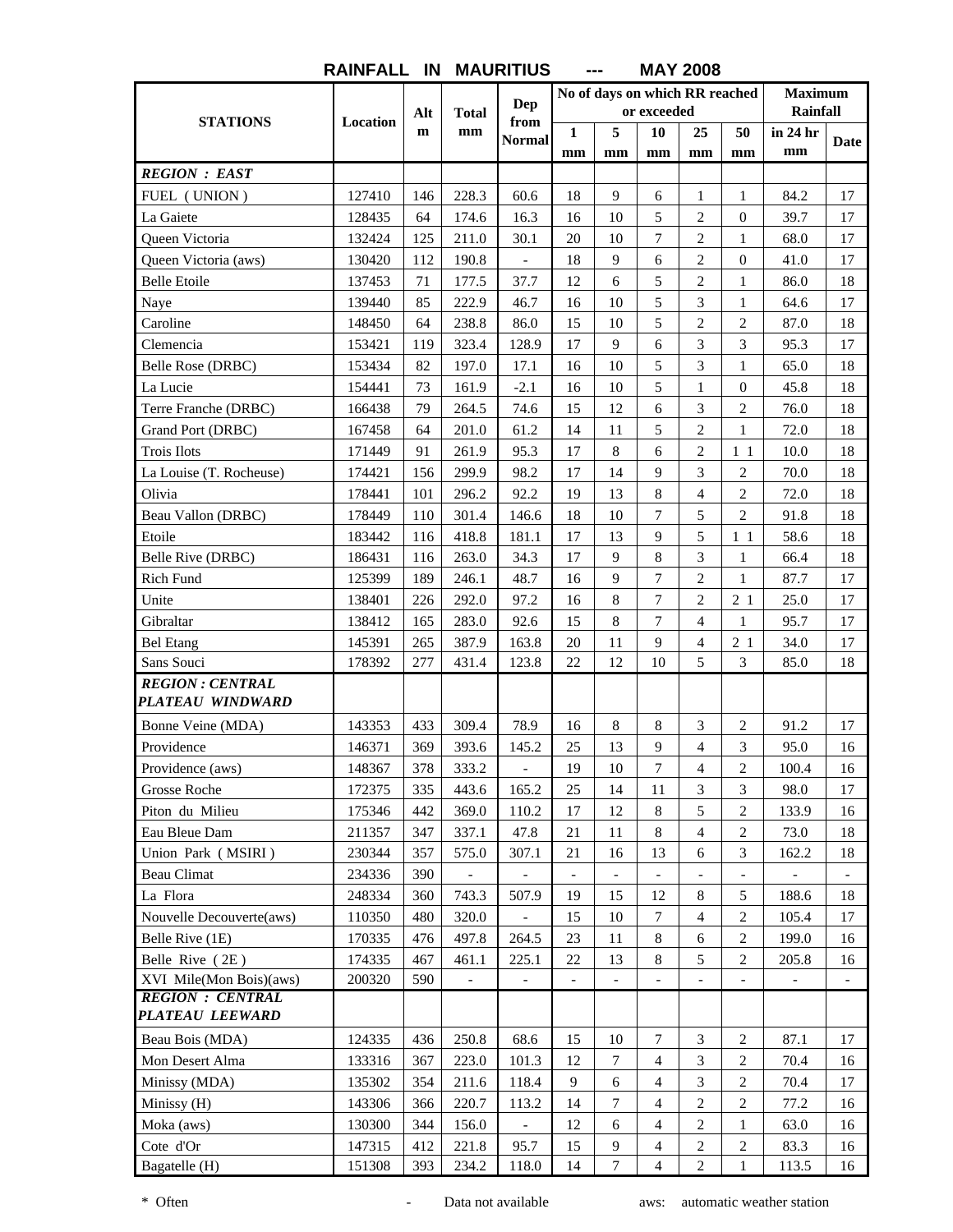# RAINFALL IN MAURITIUS --- MAY 2008

| STATIONS | Location | Alt m | Total mm | Dep from Normal | No of days on which RR reached or exceeded | | | | | Maximum Rainfall | |
|---|---|---|---|---|---|---|---|---|---|---|---|
| | | | | | 1 mm | 5 mm | 10 mm | 25 mm | 50 mm | in 24 hr mm | Date |
| ***REGION : EAST*** | | | | | | | | | | | |
| FUEL ( UNION ) | 127410 | 146 | 228.3 | 60.6 | 18 | 9 | 6 | 1 | 1 | 84.2 | 17 |
| La Gaiete | 128435 | 64 | 174.6 | 16.3 | 16 | 10 | 5 | 2 | 0 | 39.7 | 17 |
| Queen Victoria | 132424 | 125 | 211.0 | 30.1 | 20 | 10 | 7 | 2 | 1 | 68.0 | 17 |
| Queen Victoria (aws) | 130420 | 112 | 190.8 | - | 18 | 9 | 6 | 2 | 0 | 41.0 | 17 |
| Belle Etoile | 137453 | 71 | 177.5 | 37.7 | 12 | 6 | 5 | 2 | 1 | 86.0 | 18 |
| Naye | 139440 | 85 | 222.9 | 46.7 | 16 | 10 | 5 | 3 | 1 | 64.6 | 17 |
| Caroline | 148450 | 64 | 238.8 | 86.0 | 15 | 10 | 5 | 2 | 2 | 87.0 | 18 |
| Clemencia | 153421 | 119 | 323.4 | 128.9 | 17 | 9 | 6 | 3 | 3 | 95.3 | 17 |
| Belle Rose (DRBC) | 153434 | 82 | 197.0 | 17.1 | 16 | 10 | 5 | 3 | 1 | 65.0 | 18 |
| La Lucie | 154441 | 73 | 161.9 | -2.1 | 16 | 10 | 5 | 1 | 0 | 45.8 | 18 |
| Terre Franche (DRBC) | 166438 | 79 | 264.5 | 74.6 | 15 | 12 | 6 | 3 | 2 | 76.0 | 18 |
| Grand Port (DRBC) | 167458 | 64 | 201.0 | 61.2 | 14 | 11 | 5 | 2 | 1 | 72.0 | 18 |
| Trois Ilots | 171449 | 91 | 261.9 | 95.3 | 17 | 8 | 6 | 2 | 1 1 | 10.0 | 18 |
| La Louise (T. Rocheuse) | 174421 | 156 | 299.9 | 98.2 | 17 | 14 | 9 | 3 | 2 | 70.0 | 18 |
| Olivia | 178441 | 101 | 296.2 | 92.2 | 19 | 13 | 8 | 4 | 2 | 72.0 | 18 |
| Beau Vallon (DRBC) | 178449 | 110 | 301.4 | 146.6 | 18 | 10 | 7 | 5 | 2 | 91.8 | 18 |
| Etoile | 183442 | 116 | 418.8 | 181.1 | 17 | 13 | 9 | 5 | 1 1 | 58.6 | 18 |
| Belle Rive (DRBC) | 186431 | 116 | 263.0 | 34.3 | 17 | 9 | 8 | 3 | 1 | 66.4 | 18 |
| Rich Fund | 125399 | 189 | 246.1 | 48.7 | 16 | 9 | 7 | 2 | 1 | 87.7 | 17 |
| Unite | 138401 | 226 | 292.0 | 97.2 | 16 | 8 | 7 | 2 | 2 1 | 25.0 | 17 |
| Gibraltar | 138412 | 165 | 283.0 | 92.6 | 15 | 8 | 7 | 4 | 1 | 95.7 | 17 |
| Bel Etang | 145391 | 265 | 387.9 | 163.8 | 20 | 11 | 9 | 4 | 2 1 | 34.0 | 17 |
| Sans Souci | 178392 | 277 | 431.4 | 123.8 | 22 | 12 | 10 | 5 | 3 | 85.0 | 18 |
| ***REGION : CENTRAL PLATEAU WINDWARD*** | | | | | | | | | | | |
| Bonne Veine (MDA) | 143353 | 433 | 309.4 | 78.9 | 16 | 8 | 8 | 3 | 2 | 91.2 | 17 |
| Providence | 146371 | 369 | 393.6 | 145.2 | 25 | 13 | 9 | 4 | 3 | 95.0 | 16 |
| Providence (aws) | 148367 | 378 | 333.2 | - | 19 | 10 | 7 | 4 | 2 | 100.4 | 16 |
| Grosse Roche | 172375 | 335 | 443.6 | 165.2 | 25 | 14 | 11 | 3 | 3 | 98.0 | 17 |
| Piton du Milieu | 175346 | 442 | 369.0 | 110.2 | 17 | 12 | 8 | 5 | 2 | 133.9 | 16 |
| Eau Bleue Dam | 211357 | 347 | 337.1 | 47.8 | 21 | 11 | 8 | 4 | 2 | 73.0 | 18 |
| Union Park ( MSIRI ) | 230344 | 357 | 575.0 | 307.1 | 21 | 16 | 13 | 6 | 3 | 162.2 | 18 |
| Beau Climat | 234336 | 390 | - | - | - | - | - | - | - | - | - |
| La Flora | 248334 | 360 | 743.3 | 507.9 | 19 | 15 | 12 | 8 | 5 | 188.6 | 18 |
| Nouvelle Decouverte(aws) | 110350 | 480 | 320.0 | - | 15 | 10 | 7 | 4 | 2 | 105.4 | 17 |
| Belle Rive (1E) | 170335 | 476 | 497.8 | 264.5 | 23 | 11 | 8 | 6 | 2 | 199.0 | 16 |
| Belle Rive ( 2E ) | 174335 | 467 | 461.1 | 225.1 | 22 | 13 | 8 | 5 | 2 | 205.8 | 16 |
| XVI Mile(Mon Bois)(aws) | 200320 | 590 | - | - | - | - | - | - | - | - | - |
| ***REGION : CENTRAL PLATEAU LEEWARD*** | | | | | | | | | | | |
| Beau Bois (MDA) | 124335 | 436 | 250.8 | 68.6 | 15 | 10 | 7 | 3 | 2 | 87.1 | 17 |
| Mon Desert Alma | 133316 | 367 | 223.0 | 101.3 | 12 | 7 | 4 | 3 | 2 | 70.4 | 16 |
| Minissy (MDA) | 135302 | 354 | 211.6 | 118.4 | 9 | 6 | 4 | 3 | 2 | 70.4 | 17 |
| Minissy (H) | 143306 | 366 | 220.7 | 113.2 | 14 | 7 | 4 | 2 | 2 | 77.2 | 16 |
| Moka (aws) | 130300 | 344 | 156.0 | - | 12 | 6 | 4 | 2 | 1 | 63.0 | 16 |
| Cote d'Or | 147315 | 412 | 221.8 | 95.7 | 15 | 9 | 4 | 2 | 2 | 83.3 | 16 |
| Bagatelle (H) | 151308 | 393 | 234.2 | 118.0 | 14 | 7 | 4 | 2 | 1 | 113.5 | 16 |

\* Often  - Data not available  aws: automatic weather station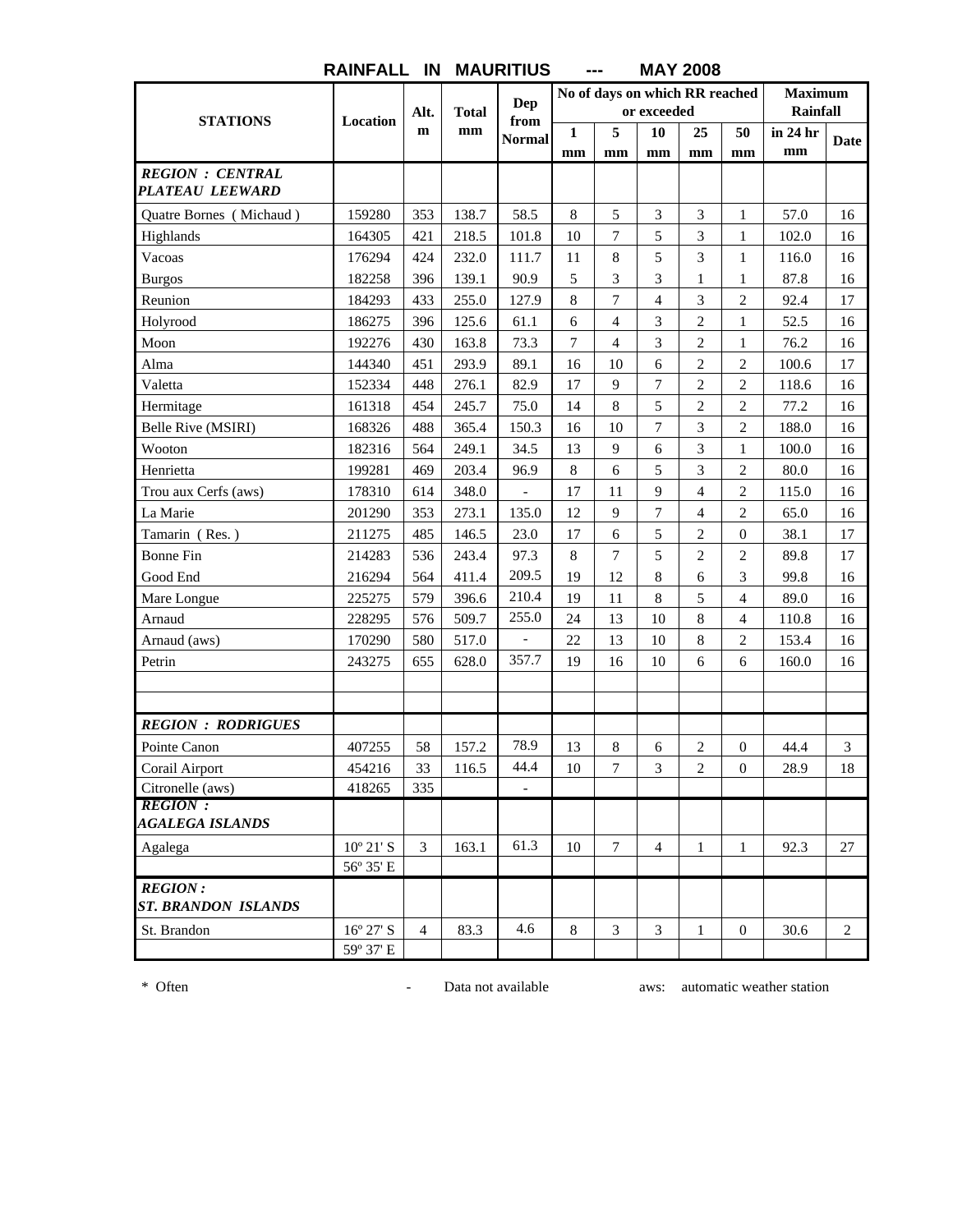# RAINFALL IN MAURITIUS --- MAY 2008

| STATIONS | Location | Alt. m | Total mm | Dep from Normal | No of days on which RR reached or exceeded | | | | | Maximum Rainfall | |
|---|---|---|---|---|---|---|---|---|---|---|---|
| | | | | | 1 mm | 5 mm | 10 mm | 25 mm | 50 mm | in 24 hr mm | Date |
| ***REGION : CENTRAL PLATEAU LEEWARD*** | | | | | | | | | | | |
| Quatre Bornes ( Michaud ) | 159280 | 353 | 138.7 | 58.5 | 8 | 5 | 3 | 3 | 1 | 57.0 | 16 |
| Highlands | 164305 | 421 | 218.5 | 101.8 | 10 | 7 | 5 | 3 | 1 | 102.0 | 16 |
| Vacoas | 176294 | 424 | 232.0 | 111.7 | 11 | 8 | 5 | 3 | 1 | 116.0 | 16 |
| Burgos | 182258 | 396 | 139.1 | 90.9 | 5 | 3 | 3 | 1 | 1 | 87.8 | 16 |
| Reunion | 184293 | 433 | 255.0 | 127.9 | 8 | 7 | 4 | 3 | 2 | 92.4 | 17 |
| Holyrood | 186275 | 396 | 125.6 | 61.1 | 6 | 4 | 3 | 2 | 1 | 52.5 | 16 |
| Moon | 192276 | 430 | 163.8 | 73.3 | 7 | 4 | 3 | 2 | 1 | 76.2 | 16 |
| Alma | 144340 | 451 | 293.9 | 89.1 | 16 | 10 | 6 | 2 | 2 | 100.6 | 17 |
| Valetta | 152334 | 448 | 276.1 | 82.9 | 17 | 9 | 7 | 2 | 2 | 118.6 | 16 |
| Hermitage | 161318 | 454 | 245.7 | 75.0 | 14 | 8 | 5 | 2 | 2 | 77.2 | 16 |
| Belle Rive (MSIRI) | 168326 | 488 | 365.4 | 150.3 | 16 | 10 | 7 | 3 | 2 | 188.0 | 16 |
| Wooton | 182316 | 564 | 249.1 | 34.5 | 13 | 9 | 6 | 3 | 1 | 100.0 | 16 |
| Henrietta | 199281 | 469 | 203.4 | 96.9 | 8 | 6 | 5 | 3 | 2 | 80.0 | 16 |
| Trou aux Cerfs (aws) | 178310 | 614 | 348.0 | - | 17 | 11 | 9 | 4 | 2 | 115.0 | 16 |
| La Marie | 201290 | 353 | 273.1 | 135.0 | 12 | 9 | 7 | 4 | 2 | 65.0 | 16 |
| Tamarin ( Res. ) | 211275 | 485 | 146.5 | 23.0 | 17 | 6 | 5 | 2 | 0 | 38.1 | 17 |
| Bonne Fin | 214283 | 536 | 243.4 | 97.3 | 8 | 7 | 5 | 2 | 2 | 89.8 | 17 |
| Good End | 216294 | 564 | 411.4 | 209.5 | 19 | 12 | 8 | 6 | 3 | 99.8 | 16 |
| Mare Longue | 225275 | 579 | 396.6 | 210.4 | 19 | 11 | 8 | 5 | 4 | 89.0 | 16 |
| Arnaud | 228295 | 576 | 509.7 | 255.0 | 24 | 13 | 10 | 8 | 4 | 110.8 | 16 |
| Arnaud (aws) | 170290 | 580 | 517.0 | - | 22 | 13 | 10 | 8 | 2 | 153.4 | 16 |
| Petrin | 243275 | 655 | 628.0 | 357.7 | 19 | 16 | 10 | 6 | 6 | 160.0 | 16 |
| | | | | | | | | | | | |
| | | | | | | | | | | | |
| ***REGION : RODRIGUES*** | | | | | | | | | | | |
| Pointe Canon | 407255 | 58 | 157.2 | 78.9 | 13 | 8 | 6 | 2 | 0 | 44.4 | 3 |
| Corail Airport | 454216 | 33 | 116.5 | 44.4 | 10 | 7 | 3 | 2 | 0 | 28.9 | 18 |
| Citronelle (aws) | 418265 | 335 | | - | | | | | | | |
| ***REGION : AGALEGA ISLANDS*** | | | | | | | | | | | |
| Agalega | 10º 21' S | 3 | 163.1 | 61.3 | 10 | 7 | 4 | 1 | 1 | 92.3 | 27 |
| | 56º 35' E | | | | | | | | | | |
| ***REGION : ST. BRANDON ISLANDS*** | | | | | | | | | | | |
| St. Brandon | 16º 27' S | 4 | 83.3 | 4.6 | 8 | 3 | 3 | 1 | 0 | 30.6 | 2 |
| | 59º 37' E | | | | | | | | | | |

\* Often - Data not available aws: automatic weather station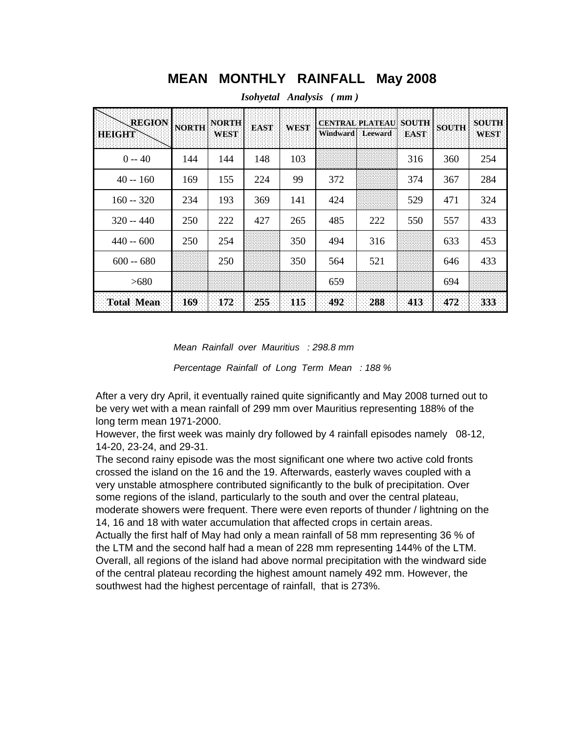# MEAN MONTHLY RAINFALL May 2008

*Isohyetal Analysis ( mm )*

| REGION / HEIGHT | NORTH | NORTH WEST | EAST | WEST | CENTRAL PLATEAU | | SOUTH EAST | SOUTH | SOUTH WEST |
|---|---|---|---|---|---|---|---|---|---|
| | | | | | Windward | Leeward | | | |
| 0 -- 40 | 144 | 144 | 148 | 103 | | | 316 | 360 | 254 |
| 40 -- 160 | 169 | 155 | 224 | 99 | 372 | | 374 | 367 | 284 |
| 160 -- 320 | 234 | 193 | 369 | 141 | 424 | | 529 | 471 | 324 |
| 320 -- 440 | 250 | 222 | 427 | 265 | 485 | 222 | 550 | 557 | 433 |
| 440 -- 600 | 250 | 254 | | 350 | 494 | 316 | | 633 | 453 |
| 600 -- 680 | | 250 | | 350 | 564 | 521 | | 646 | 433 |
| >680 | | | | | 659 | | | 694 | |
| **Total Mean** | **169** | **172** | **255** | **115** | **492** | **288** | **413** | **472** | **333** |

*Mean Rainfall over Mauritius : 298.8 mm*

*Percentage Rainfall of Long Term Mean : 188 %*

After a very dry April, it eventually rained quite significantly and May 2008 turned out to be very wet with a mean rainfall of 299 mm over Mauritius representing 188% of the long term mean 1971-2000.

However, the first week was mainly dry followed by 4 rainfall episodes namely 08-12, 14-20, 23-24, and 29-31.

The second rainy episode was the most significant one where two active cold fronts crossed the island on the 16 and the 19. Afterwards, easterly waves coupled with a very unstable atmosphere contributed significantly to the bulk of precipitation. Over some regions of the island, particularly to the south and over the central plateau, moderate showers were frequent. There were even reports of thunder / lightning on the 14, 16 and 18 with water accumulation that affected crops in certain areas.

Actually the first half of May had only a mean rainfall of 58 mm representing 36 % of the LTM and the second half had a mean of 228 mm representing 144% of the LTM.

Overall, all regions of the island had above normal precipitation with the windward side of the central plateau recording the highest amount namely 492 mm. However, the southwest had the highest percentage of rainfall, that is 273%.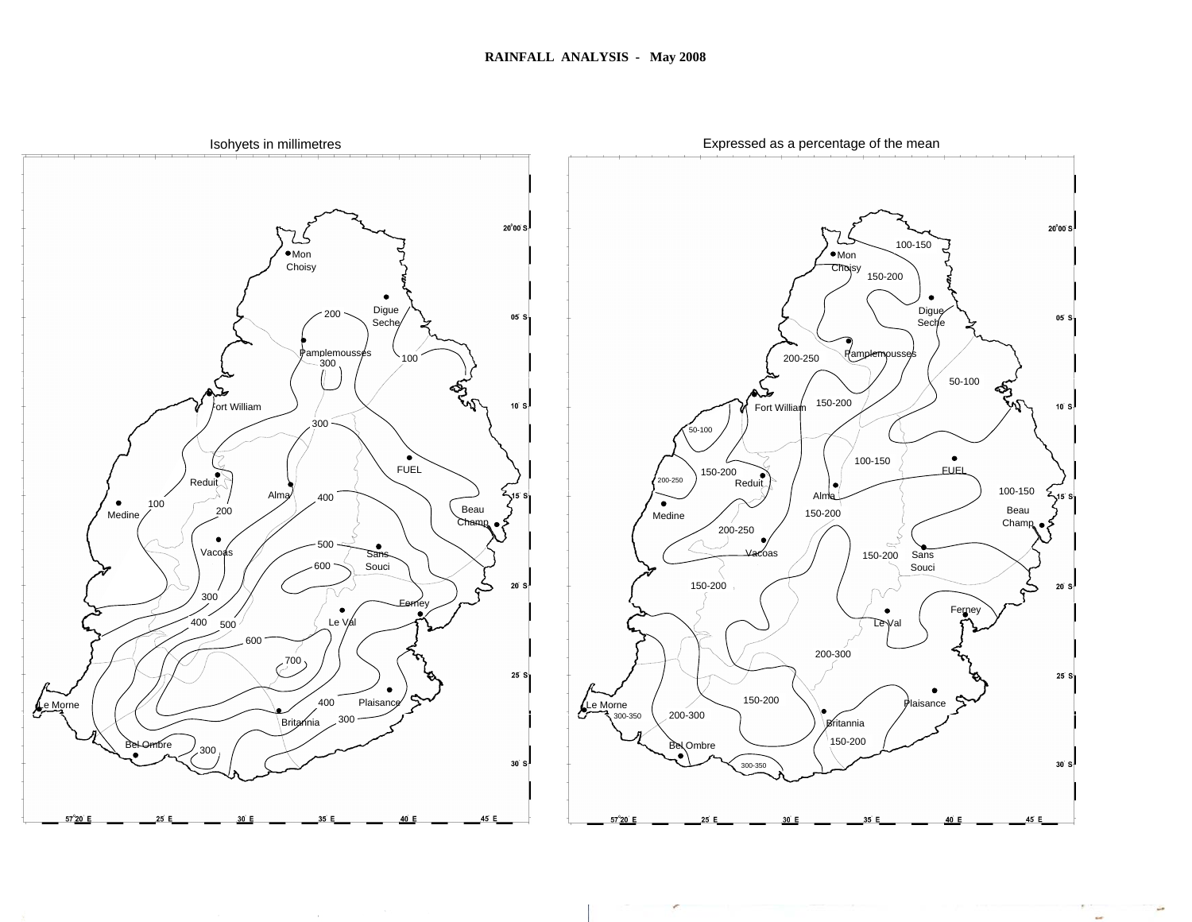# RAINFALL ANALYSIS - May 2008

Isohyets in millimetres

Expressed as a percentage of the mean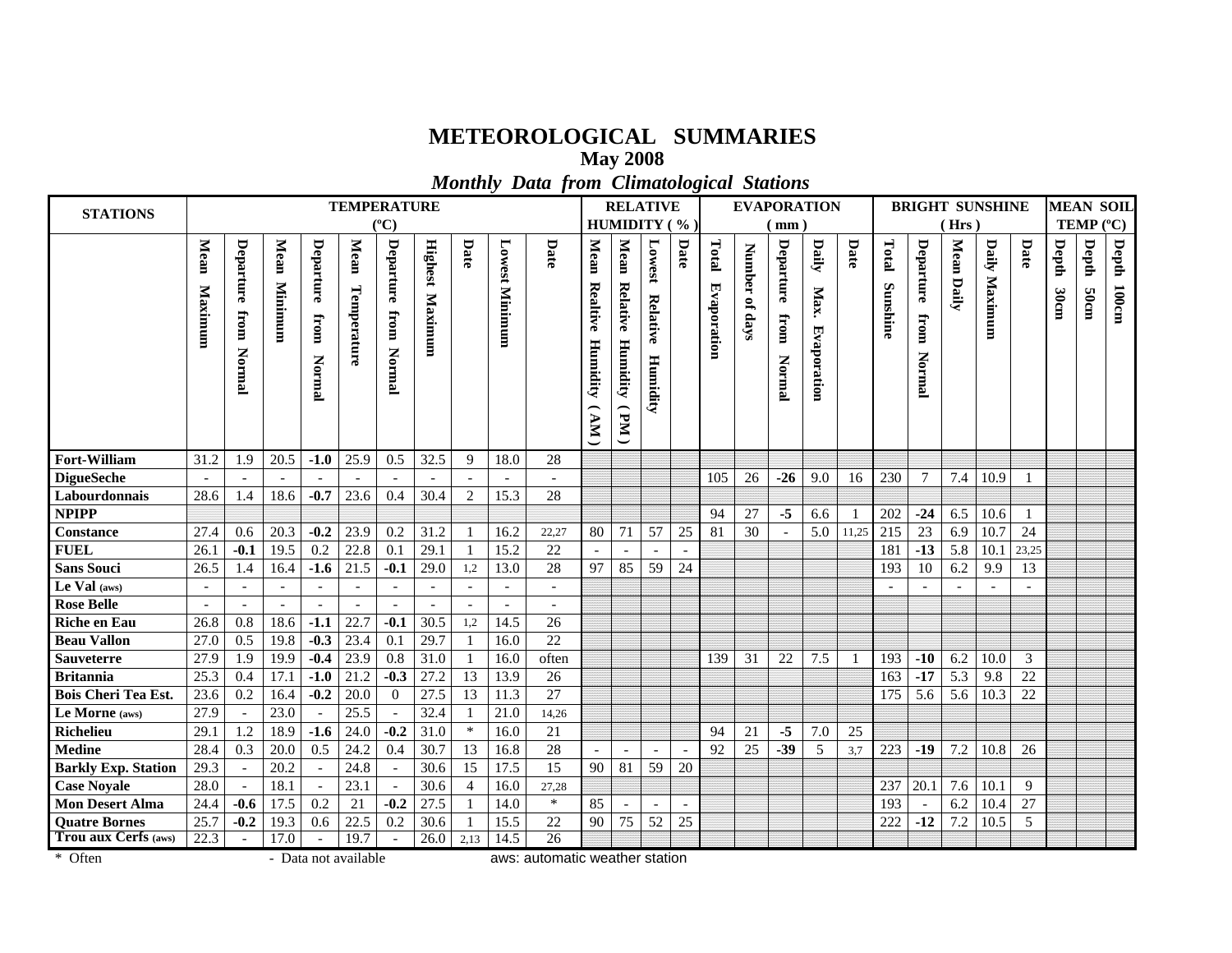# METEOROLOGICAL SUMMARIES

## May 2008

### *Monthly Data from Climatological Stations*

| STATIONS | TEMPERATURE (ºC) | | | | | | | | | | RELATIVE HUMIDITY ( % ) | | | | EVAPORATION ( mm ) | | | | | BRIGHT SUNSHINE ( Hrs ) | | | | | MEAN SOIL TEMP (ºC) | | |
|---|---|---|---|---|---|---|---|---|---|---|---|---|---|---|---|---|---|---|---|---|---|---|---|---|---|---|---|
| | Mean Maximum | Departure from Normal | Mean Minimum | Departure from Normal | Mean Temperature | Departure from Normal | Highest Maximum | Date | Lowest Minimum | Date | Mean Realtive Humidity ( AM ) | Mean Relative Humidity ( PM ) | Lowest Relative Humidity | Date | Total Evaporation | Number of days | Departure from Normal | Daily Max. Evaporation | Date | Total Sunshine | Departure from Normal | Mean Daily | Daily Maximum | Date | Depth 30cm | Depth 50cm | Depth 100cm |
| **Fort-William** | 31.2 | 1.9 | 20.5 | **-1.0** | 25.9 | 0.5 | 32.5 | 9 | 18.0 | 28 | | | | | | | | | | | | | | | | | |
| **DigueSeche** | - | - | - | - | - | - | - | - | - | - | | | | | 105 | 26 | **-26** | 9.0 | 16 | 230 | 7 | 7.4 | 10.9 | 1 | | | |
| **Labourdonnais** | 28.6 | 1.4 | 18.6 | **-0.7** | 23.6 | 0.4 | 30.4 | 2 | 15.3 | 28 | | | | | | | | | | | | | | | | | |
| **NPIPP** | | | | | | | | | | | | | | | 94 | 27 | **-5** | 6.6 | 1 | 202 | **-24** | 6.5 | 10.6 | 1 | | | |
| **Constance** | 27.4 | 0.6 | 20.3 | **-0.2** | 23.9 | 0.2 | 31.2 | 1 | 16.2 | 22,27 | 80 | 71 | 57 | 25 | 81 | 30 | - | 5.0 | 11,25 | 215 | 23 | 6.9 | 10.7 | 24 | | | |
| **FUEL** | 26.1 | **-0.1** | 19.5 | 0.2 | 22.8 | 0.1 | 29.1 | 1 | 15.2 | 22 | - | - | - | - | | | | | | 181 | **-13** | 5.8 | 10.1 | 23,25 | | | |
| **Sans Souci** | 26.5 | 1.4 | 16.4 | **-1.6** | 21.5 | **-0.1** | 29.0 | 1,2 | 13.0 | 28 | 97 | 85 | 59 | 24 | | | | | | 193 | 10 | 6.2 | 9.9 | 13 | | | |
| **Le Val** (aws) | - | - | - | - | - | - | - | - | - | - | | | | | | | | | | - | - | - | - | - | | | |
| **Rose Belle** | - | - | - | - | - | - | - | - | - | - | | | | | | | | | | | | | | | | | |
| **Riche en Eau** | 26.8 | 0.8 | 18.6 | **-1.1** | 22.7 | **-0.1** | 30.5 | 1,2 | 14.5 | 26 | | | | | | | | | | | | | | | | | |
| **Beau Vallon** | 27.0 | 0.5 | 19.8 | **-0.3** | 23.4 | 0.1 | 29.7 | 1 | 16.0 | 22 | | | | | | | | | | | | | | | | | |
| **Sauveterre** | 27.9 | 1.9 | 19.9 | **-0.4** | 23.9 | 0.8 | 31.0 | 1 | 16.0 | often | | | | | 139 | 31 | 22 | 7.5 | 1 | 193 | **-10** | 6.2 | 10.0 | 3 | | | |
| **Britannia** | 25.3 | 0.4 | 17.1 | **-1.0** | 21.2 | **-0.3** | 27.2 | 13 | 13.9 | 26 | | | | | | | | | | 163 | **-17** | 5.3 | 9.8 | 22 | | | |
| **Bois Cheri Tea Est.** | 23.6 | 0.2 | 16.4 | **-0.2** | 20.0 | 0 | 27.5 | 13 | 11.3 | 27 | | | | | | | | | | 175 | 5.6 | 5.6 | 10.3 | 22 | | | |
| **Le Morne** (aws) | 27.9 | - | 23.0 | - | 25.5 | - | 32.4 | 1 | 21.0 | 14,26 | | | | | | | | | | | | | | | | | |
| **Richelieu** | 29.1 | 1.2 | 18.9 | **-1.6** | 24.0 | **-0.2** | 31.0 | * | 16.0 | 21 | | | | | 94 | 21 | **-5** | 7.0 | 25 | | | | | | | | |
| **Medine** | 28.4 | 0.3 | 20.0 | 0.5 | 24.2 | 0.4 | 30.7 | 13 | 16.8 | 28 | - | - | - | - | 92 | 25 | **-39** | 5 | 3,7 | 223 | **-19** | 7.2 | 10.8 | 26 | | | |
| **Barkly Exp. Station** | 29.3 | - | 20.2 | - | 24.8 | - | 30.6 | 15 | 17.5 | 15 | 90 | 81 | 59 | 20 | | | | | | | | | | | | | |
| **Case Noyale** | 28.0 | - | 18.1 | - | 23.1 | - | 30.6 | 4 | 16.0 | 27,28 | | | | | | | | | | 237 | 20.1 | 7.6 | 10.1 | 9 | | | |
| **Mon Desert Alma** | 24.4 | **-0.6** | 17.5 | 0.2 | 21 | **-0.2** | 27.5 | 1 | 14.0 | * | 85 | - | - | - | | | | | | 193 | - | 6.2 | 10.4 | 27 | | | |
| **Quatre Bornes** | 25.7 | **-0.2** | 19.3 | 0.6 | 22.5 | 0.2 | 30.6 | 1 | 15.5 | 22 | 90 | 75 | 52 | 25 | | | | | | 222 | **-12** | 7.2 | 10.5 | 5 | | | |
| **Trou aux Cerfs** (aws) | 22.3 | - | 17.0 | - | 19.7 | - | 26.0 | 2,13 | 14.5 | 26 | | | | | | | | | | | | | | | | | |

\* Often - Data not available aws: automatic weather station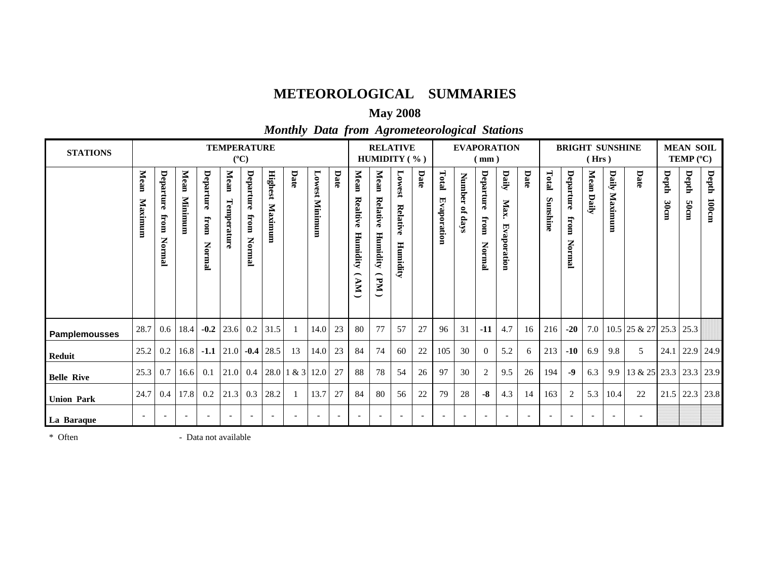# METEOROLOGICAL SUMMARIES

## May 2008

### *Monthly Data from Agrometeorological Stations*

| STATIONS | TEMPERATURE (ºC) | | | | | | | | | | RELATIVE HUMIDITY ( % ) | | | | EVAPORATION ( mm ) | | | | | BRIGHT SUNSHINE ( Hrs ) | | | | | MEAN SOIL TEMP (ºC) | | |
|---|---|---|---|---|---|---|---|---|---|---|---|---|---|---|---|---|---|---|---|---|---|---|---|---|---|---|---|
| | Mean Maximum | Departure from Normal | Mean Minimum | Departure from Normal | Mean Temperature | Departure from Normal | Highest Maximum | Date | Lowest Minimum | Date | Mean Realtive Humidity ( AM ) | Mean Relative Humidity ( PM ) | Lowest Relative Humidity | Date | Total Evaporation | Number of days | Departure from Normal | Daily Max. Evaporation | Date | Total Sunshine | Departure from Normal | Mean Daily | Daily Maximum | Date | Depth 30cm | Depth 50cm | Depth 100cm |
| **Pamplemousses** | 28.7 | 0.6 | 18.4 | **-0.2** | 23.6 | 0.2 | 31.5 | 1 | 14.0 | 23 | 80 | 77 | 57 | 27 | 96 | 31 | **-11** | 4.7 | 16 | 216 | **-20** | 7.0 | 10.5 | 25 & 27 | 25.3 | 25.3 | |
| **Reduit** | 25.2 | 0.2 | 16.8 | **-1.1** | 21.0 | **-0.4** | 28.5 | 13 | 14.0 | 23 | 84 | 74 | 60 | 22 | 105 | 30 | 0 | 5.2 | 6 | 213 | **-10** | 6.9 | 9.8 | 5 | 24.1 | 22.9 | 24.9 |
| **Belle Rive** | 25.3 | 0.7 | 16.6 | 0.1 | 21.0 | 0.4 | 28.0 | 1 & 3 | 12.0 | 27 | 88 | 78 | 54 | 26 | 97 | 30 | 2 | 9.5 | 26 | 194 | **-9** | 6.3 | 9.9 | 13 & 25 | 23.3 | 23.3 | 23.9 |
| **Union Park** | 24.7 | 0.4 | 17.8 | 0.2 | 21.3 | 0.3 | 28.2 | 1 | 13.7 | 27 | 84 | 80 | 56 | 22 | 79 | 28 | **-8** | 4.3 | 14 | 163 | 2 | 5.3 | 10.4 | 22 | 21.5 | 22.3 | 23.8 |
| **La Baraque** | - | - | - | - | - | - | - | - | - | - | - | - | - | - | - | - | - | - | - | - | - | - | - | - | | | |

\* Often - Data not available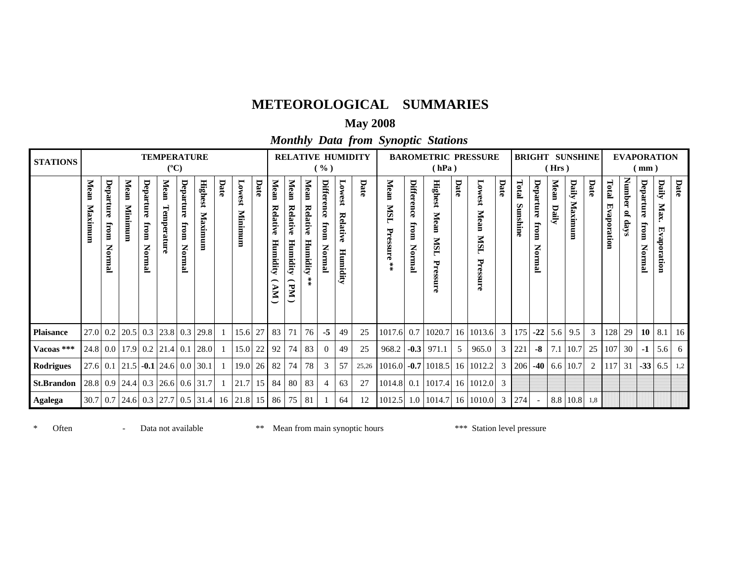# METEOROLOGICAL SUMMARIES

## May 2008

### *Monthly Data from Synoptic Stations*

| STATIONS | TEMPERATURE (ºC) | | | | | | | | | | RELATIVE HUMIDITY ( % ) | | | | | | BAROMETRIC PRESSURE ( hPa ) | | | | | | BRIGHT SUNSHINE ( Hrs ) | | | | | EVAPORATION ( mm ) | | | | |
|---|---|---|---|---|---|---|---|---|---|---|---|---|---|---|---|---|---|---|---|---|---|---|---|---|---|---|---|---|---|---|---|---|
| | Mean Maximum | Departure from Normal | Mean Minimum | Departure from Normal | Mean Temperature | Departure from Normal | Highest Maximum | Date | Lowest Minimum | Date | Mean Relative Humidity ( AM ) | Mean Relative Humidity ( PM ) | Mean Relative Humidity ** | Difference from Normal | Lowest Relative Humidity | Date | Mean MSL Pressure ** | Difference from Normal | Highest Mean MSL Pressure | Date | Lowest Mean MSL Pressure | Date | Total Sunshine | Departure from Normal | Mean Daily | Daily Maximum | Date | Total Evaporation | Number of days | Departure from Normal | Daily Max. Evaporation | Date |
| **Plaisance** | 27.0 | 0.2 | 20.5 | 0.3 | 23.8 | 0.3 | 29.8 | 1 | 15.6 | 27 | 83 | 71 | 76 | **-5** | 49 | 25 | 1017.6 | 0.7 | 1020.7 | 16 | 1013.6 | 3 | 175 | **-22** | 5.6 | 9.5 | 3 | 128 | 29 | **10** | 8.1 | 16 |
| **Vacoas *** ** | 24.8 | 0.0 | 17.9 | 0.2 | 21.4 | 0.1 | 28.0 | 1 | 15.0 | 22 | 92 | 74 | 83 | 0 | 49 | 25 | 968.2 | **-0.3** | 971.1 | 5 | 965.0 | 3 | 221 | **-8** | 7.1 | 10.7 | 25 | 107 | 30 | **-1** | 5.6 | 6 |
| **Rodrigues** | 27.6 | 0.1 | 21.5 | **-0.1** | 24.6 | 0.0 | 30.1 | 1 | 19.0 | 26 | 82 | 74 | 78 | 3 | 57 | 25,26 | 1016.0 | **-0.7** | 1018.5 | 16 | 1012.2 | 3 | 206 | **-40** | 6.6 | 10.7 | 2 | 117 | 31 | **-33** | 6.5 | 1,2 |
| **St.Brandon** | 28.8 | 0.9 | 24.4 | 0.3 | 26.6 | 0.6 | 31.7 | 1 | 21.7 | 15 | 84 | 80 | 83 | 4 | 63 | 27 | 1014.8 | 0.1 | 1017.4 | 16 | 1012.0 | 3 | | | | | | | | | | |
| **Agalega** | 30.7 | 0.7 | 24.6 | 0.3 | 27.7 | 0.5 | 31.4 | 16 | 21.8 | 15 | 86 | 75 | 81 | 1 | 64 | 12 | 1012.5 | 1.0 | 1014.7 | 16 | 1010.0 | 3 | 274 | - | 8.8 | 10.8 | 1,8 | | | | | |

\* Often - Data not available ** Mean from main synoptic hours *** Station level pressure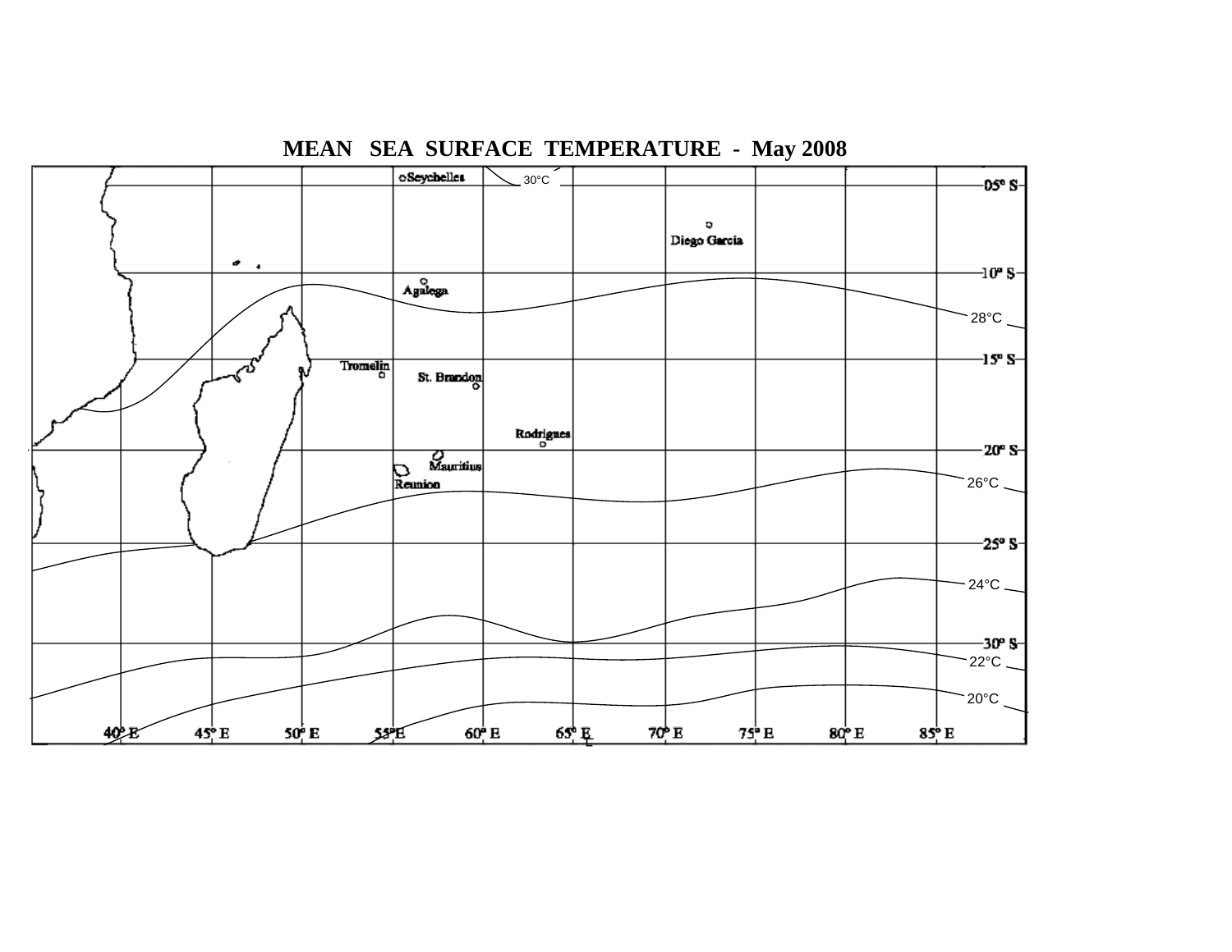# MEAN SEA SURFACE TEMPERATURE - May 2008

Seychelles
30°C
05° S
Diego Garcia
10° S
Agalega
28°C
Tromelin
St. Brandon
15° S
Rodrigues
20° S
Mauritius
Reunion
26°C
25° S
24°C
30° S
22°C
20°C
40° E
45° E
50° E
55° E
60° E
65° E
70° E
75° E
80° E
85° E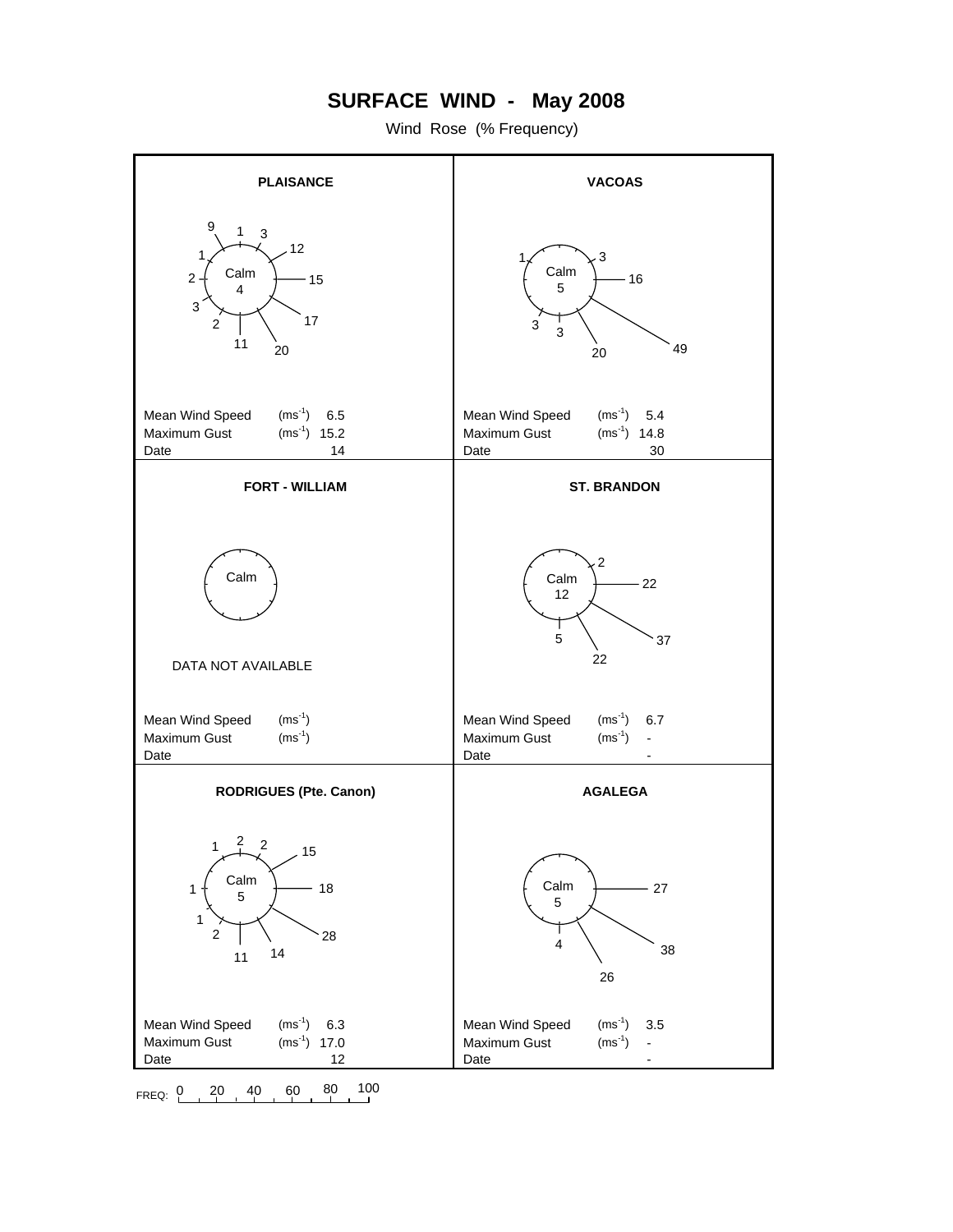# SURFACE WIND - May 2008

Wind Rose (% Frequency)

## PLAISANCE

Wind rose values: 9, 1, 3, 12, 1, 2, 15, 3, 2, 17, 11, 20

Calm 4

| | | |
|---|---|---|
| Mean Wind Speed | ($ms^{-1}$) | 6.5 |
| Maximum Gust | ($ms^{-1}$) | 15.2 |
| Date | | 14 |

## VACOAS

Wind rose values: 1, 3, 16, 3, 3, 20, 49

Calm 5

| | | |
|---|---|---|
| Mean Wind Speed | ($ms^{-1}$) | 5.4 |
| Maximum Gust | ($ms^{-1}$) | 14.8 |
| Date | | 30 |

## FORT - WILLIAM

Calm

DATA NOT AVAILABLE

| | | |
|---|---|---|
| Mean Wind Speed | ($ms^{-1}$) | |
| Maximum Gust | ($ms^{-1}$) | |
| Date | | |

## ST. BRANDON

Wind rose values: 2, 22, 37, 5, 22

Calm 12

| | | |
|---|---|---|
| Mean Wind Speed | ($ms^{-1}$) | 6.7 |
| Maximum Gust | ($ms^{-1}$) | - |
| Date | | - |

## RODRIGUES (Pte. Canon)

Wind rose values: 1, 2, 2, 15, 1, 18, 1, 2, 28, 11, 14

Calm 5

| | | |
|---|---|---|
| Mean Wind Speed | ($ms^{-1}$) | 6.3 |
| Maximum Gust | ($ms^{-1}$) | 17.0 |
| Date | | 12 |

## AGALEGA

Wind rose values: 27, 4, 38, 26

Calm 5

| | | |
|---|---|---|
| Mean Wind Speed | ($ms^{-1}$) | 3.5 |
| Maximum Gust | ($ms^{-1}$) | - |
| Date | | - |

FREQ: 0 20 40 60 80 100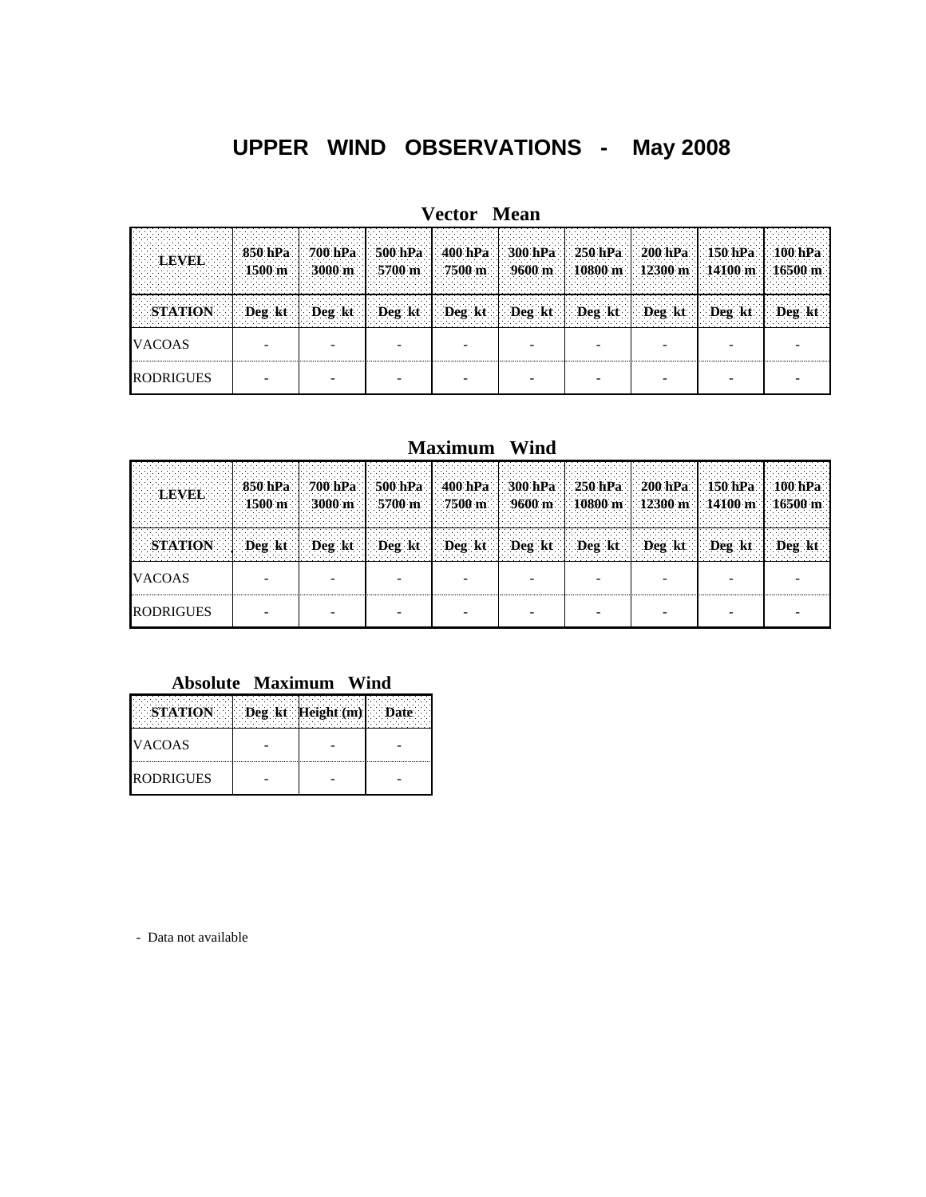# UPPER WIND OBSERVATIONS - May 2008

### Vector Mean

| LEVEL | 850 hPa 1500 m | 700 hPa 3000 m | 500 hPa 5700 m | 400 hPa 7500 m | 300 hPa 9600 m | 250 hPa 10800 m | 200 hPa 12300 m | 150 hPa 14100 m | 100 hPa 16500 m |
|---|---|---|---|---|---|---|---|---|---|
| STATION | Deg kt | Deg kt | Deg kt | Deg kt | Deg kt | Deg kt | Deg kt | Deg kt | Deg kt |
| VACOAS | - | - | - | - | - | - | - | - | - |
| RODRIGUES | - | - | - | - | - | - | - | - | - |

### Maximum Wind

| LEVEL | 850 hPa 1500 m | 700 hPa 3000 m | 500 hPa 5700 m | 400 hPa 7500 m | 300 hPa 9600 m | 250 hPa 10800 m | 200 hPa 12300 m | 150 hPa 14100 m | 100 hPa 16500 m |
|---|---|---|---|---|---|---|---|---|---|
| STATION | Deg kt | Deg kt | Deg kt | Deg kt | Deg kt | Deg kt | Deg kt | Deg kt | Deg kt |
| VACOAS | - | - | - | - | - | - | - | - | - |
| RODRIGUES | - | - | - | - | - | - | - | - | - |

### Absolute Maximum Wind

| STATION | Deg kt | Height (m) | Date |
|---|---|---|---|
| VACOAS | - | - | - |
| RODRIGUES | - | - | - |

- Data not available